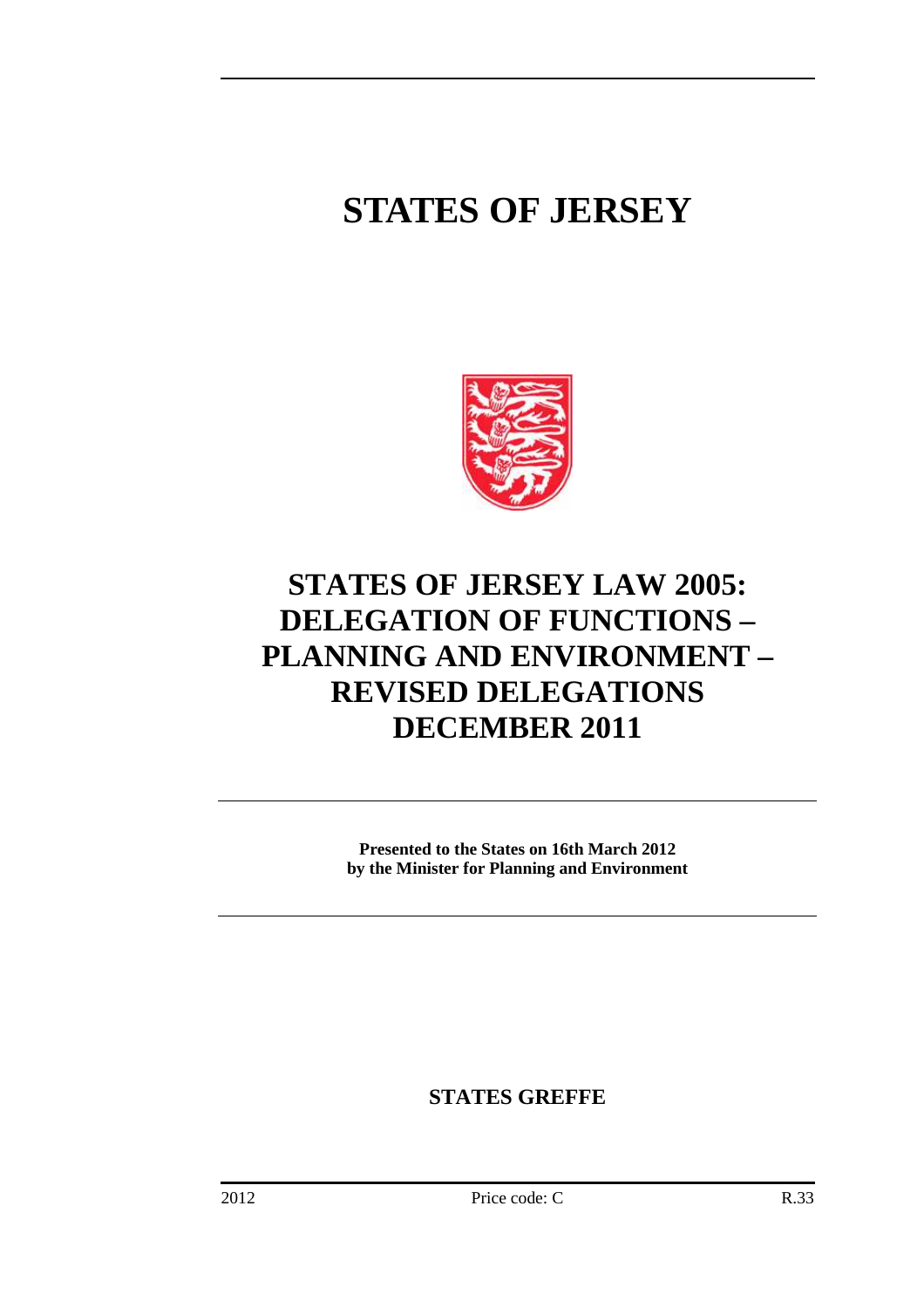# STATES OF JERSEY

# STATES OF JERSEY LAW 2005: DELEGATION OF FUNCTIONS – PLANNING AND ENVIRONMENT – REVISED DELEGATIONS DECEMBER 2011

**Presented to the States on 16th March 2012**
**by the Minister for Planning and Environment**

**STATES GREFFE**

2012 Price code: C R.33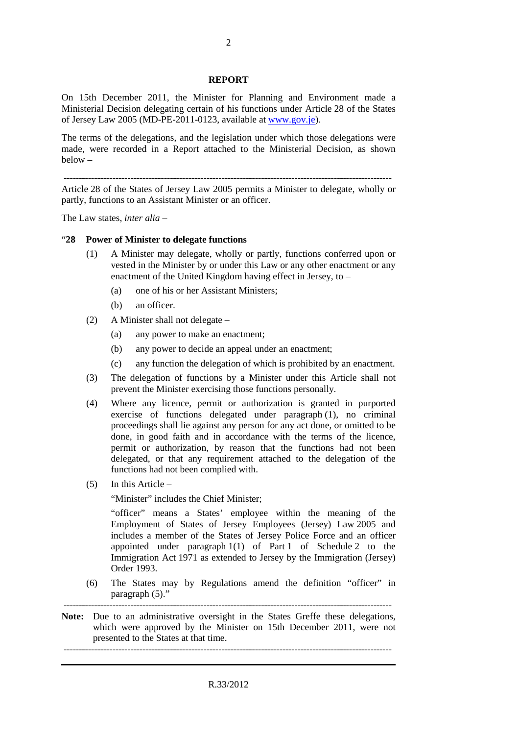## REPORT

On 15th December 2011, the Minister for Planning and Environment made a Ministerial Decision delegating certain of his functions under Article 28 of the States of Jersey Law 2005 (MD-PE-2011-0123, available at www.gov.je).

The terms of the delegations, and the legislation under which those delegations were made, were recorded in a Report attached to the Ministerial Decision, as shown below –

---

Article 28 of the States of Jersey Law 2005 permits a Minister to delegate, wholly or partly, functions to an Assistant Minister or an officer.

The Law states, *inter alia* –

"**28 Power of Minister to delegate functions**

(1) A Minister may delegate, wholly or partly, functions conferred upon or vested in the Minister by or under this Law or any other enactment or any enactment of the United Kingdom having effect in Jersey, to –

  (a) one of his or her Assistant Ministers;

  (b) an officer.

(2) A Minister shall not delegate –

  (a) any power to make an enactment;

  (b) any power to decide an appeal under an enactment;

  (c) any function the delegation of which is prohibited by an enactment.

(3) The delegation of functions by a Minister under this Article shall not prevent the Minister exercising those functions personally.

(4) Where any licence, permit or authorization is granted in purported exercise of functions delegated under paragraph (1), no criminal proceedings shall lie against any person for any act done, or omitted to be done, in good faith and in accordance with the terms of the licence, permit or authorization, by reason that the functions had not been delegated, or that any requirement attached to the delegation of the functions had not been complied with.

(5) In this Article –

  "Minister" includes the Chief Minister;

  "officer" means a States' employee within the meaning of the Employment of States of Jersey Employees (Jersey) Law 2005 and includes a member of the States of Jersey Police Force and an officer appointed under paragraph 1(1) of Part 1 of Schedule 2 to the Immigration Act 1971 as extended to Jersey by the Immigration (Jersey) Order 1993.

(6) The States may by Regulations amend the definition "officer" in paragraph (5)."

---

**Note:** Due to an administrative oversight in the States Greffe these delegations, which were approved by the Minister on 15th December 2011, were not presented to the States at that time.

---

R.33/2012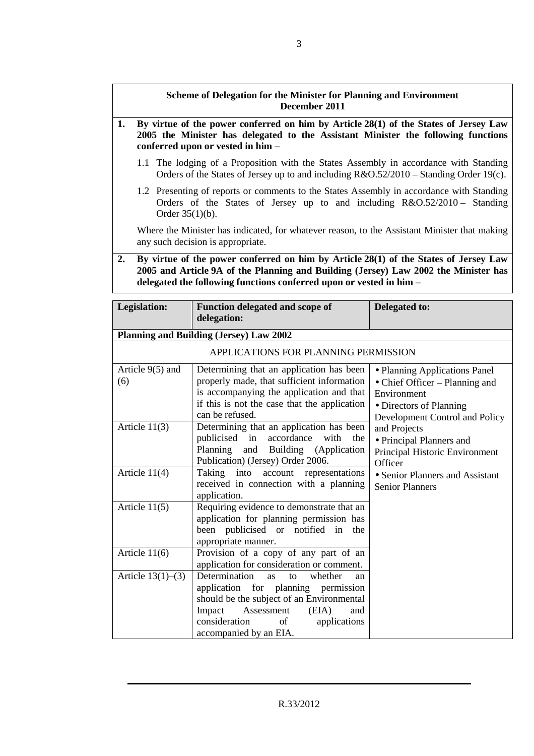**Scheme of Delegation for the Minister for Planning and Environment December 2011**

**1. By virtue of the power conferred on him by Article 28(1) of the States of Jersey Law 2005 the Minister has delegated to the Assistant Minister the following functions conferred upon or vested in him –**

1.1 The lodging of a Proposition with the States Assembly in accordance with Standing Orders of the States of Jersey up to and including R&O.52/2010 – Standing Order 19(c).

1.2 Presenting of reports or comments to the States Assembly in accordance with Standing Orders of the States of Jersey up to and including R&O.52/2010 – Standing Order 35(1)(b).

Where the Minister has indicated, for whatever reason, to the Assistant Minister that making any such decision is appropriate.

**2. By virtue of the power conferred on him by Article 28(1) of the States of Jersey Law 2005 and Article 9A of the Planning and Building (Jersey) Law 2002 the Minister has delegated the following functions conferred upon or vested in him –**

| Legislation: | Function delegated and scope of delegation: | Delegated to: |
|---|---|---|
| **Planning and Building (Jersey) Law 2002** | | |
| APPLICATIONS FOR PLANNING PERMISSION | | |
| Article 9(5) and (6) | Determining that an application has been properly made, that sufficient information is accompanying the application and that if this is not the case that the application can be refused. | • Planning Applications Panel<br>• Chief Officer – Planning and Environment<br>• Directors of Planning Development Control and Policy and Projects<br>• Principal Planners and Principal Historic Environment Officer<br>• Senior Planners and Assistant Senior Planners |
| Article 11(3) | Determining that an application has been publicised in accordance with the Planning and Building (Application Publication) (Jersey) Order 2006. | |
| Article 11(4) | Taking into account representations received in connection with a planning application. | |
| Article 11(5) | Requiring evidence to demonstrate that an application for planning permission has been publicised or notified in the appropriate manner. | |
| Article 11(6) | Provision of a copy of any part of an application for consideration or comment. | |
| Article 13(1)–(3) | Determination as to whether an application for planning permission should be the subject of an Environmental Impact Assessment (EIA) and consideration of applications accompanied by an EIA. | |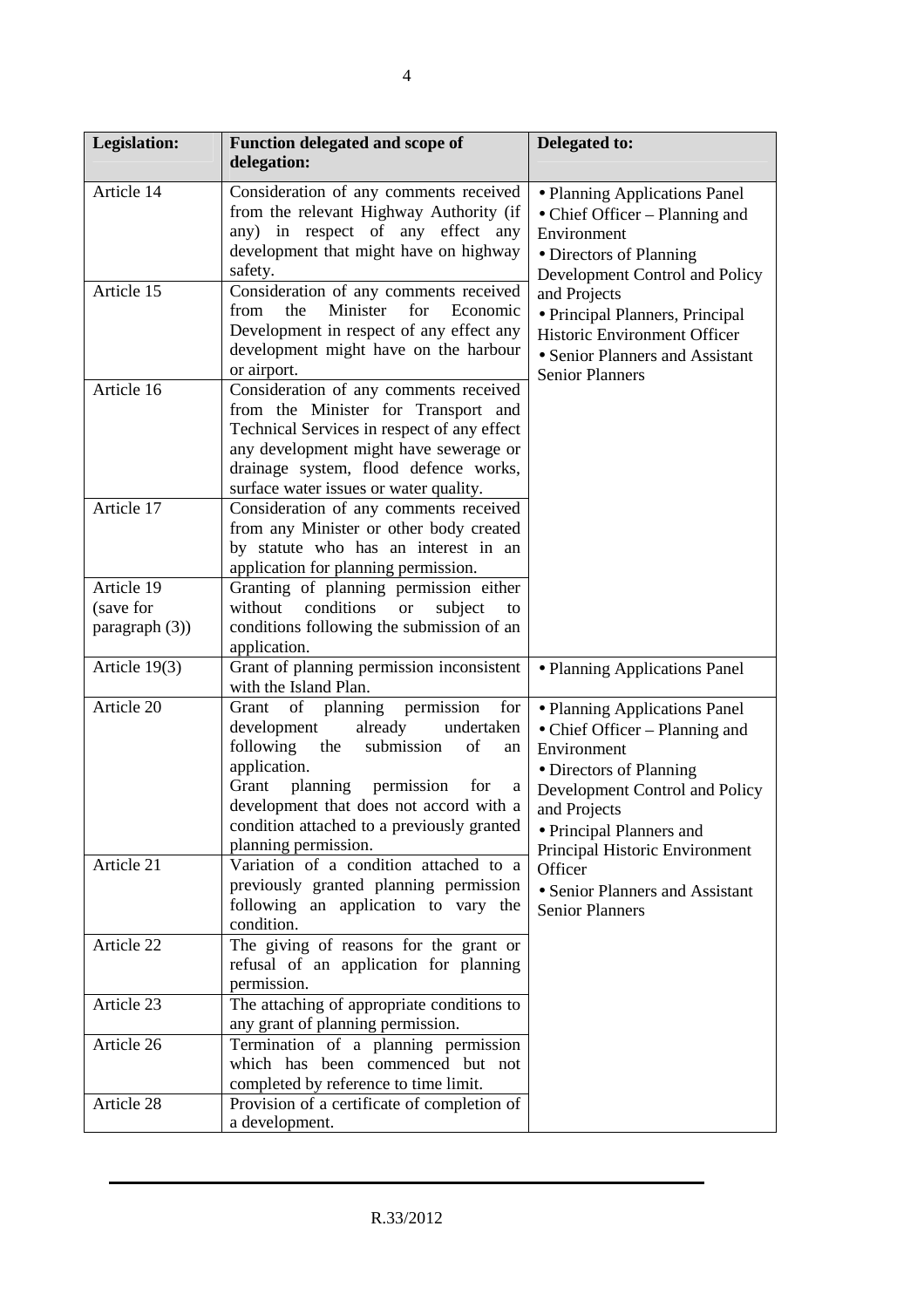| Legislation: | Function delegated and scope of delegation: | Delegated to: |
|---|---|---|
| Article 14 | Consideration of any comments received from the relevant Highway Authority (if any) in respect of any effect any development that might have on highway safety. | • Planning Applications Panel<br>• Chief Officer – Planning and Environment<br>• Directors of Planning Development Control and Policy and Projects<br>• Principal Planners, Principal Historic Environment Officer<br>• Senior Planners and Assistant Senior Planners |
| Article 15 | Consideration of any comments received from the Minister for Economic Development in respect of any effect any development might have on the harbour or airport. | |
| Article 16 | Consideration of any comments received from the Minister for Transport and Technical Services in respect of any effect any development might have sewerage or drainage system, flood defence works, surface water issues or water quality. | |
| Article 17 | Consideration of any comments received from any Minister or other body created by statute who has an interest in an application for planning permission. | |
| Article 19 (save for paragraph (3)) | Granting of planning permission either without conditions or subject to conditions following the submission of an application. | |
| Article 19(3) | Grant of planning permission inconsistent with the Island Plan. | • Planning Applications Panel |
| Article 20 | Grant of planning permission for development already undertaken following the submission of an application.<br>Grant planning permission for a development that does not accord with a condition attached to a previously granted planning permission. | • Planning Applications Panel<br>• Chief Officer – Planning and Environment<br>• Directors of Planning Development Control and Policy and Projects<br>• Principal Planners and Principal Historic Environment Officer<br>• Senior Planners and Assistant Senior Planners |
| Article 21 | Variation of a condition attached to a previously granted planning permission following an application to vary the condition. | |
| Article 22 | The giving of reasons for the grant or refusal of an application for planning permission. | |
| Article 23 | The attaching of appropriate conditions to any grant of planning permission. | |
| Article 26 | Termination of a planning permission which has been commenced but not completed by reference to time limit. | |
| Article 28 | Provision of a certificate of completion of a development. | |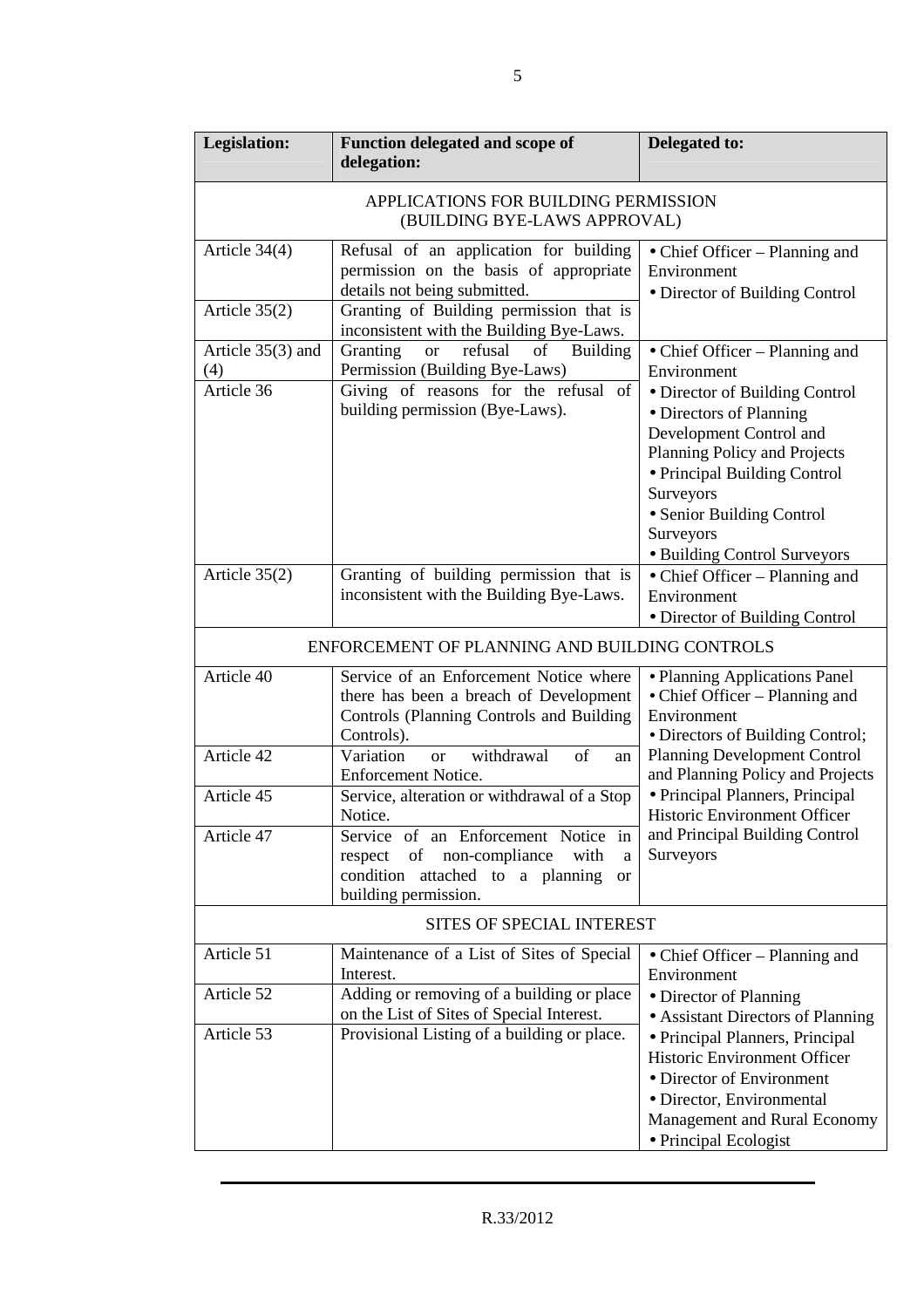| Legislation: | Function delegated and scope of delegation: | Delegated to: |
|---|---|---|
| APPLICATIONS FOR BUILDING PERMISSION (BUILDING BYE-LAWS APPROVAL) | | |
| Article 34(4) | Refusal of an application for building permission on the basis of appropriate details not being submitted. | • Chief Officer – Planning and Environment<br>• Director of Building Control |
| Article 35(2) | Granting of Building permission that is inconsistent with the Building Bye-Laws. | |
| Article 35(3) and (4) | Granting or refusal of Building Permission (Building Bye-Laws) | • Chief Officer – Planning and Environment<br>• Director of Building Control<br>• Directors of Planning Development Control and Planning Policy and Projects<br>• Principal Building Control Surveyors<br>• Senior Building Control Surveyors<br>• Building Control Surveyors |
| Article 36 | Giving of reasons for the refusal of building permission (Bye-Laws). | |
| Article 35(2) | Granting of building permission that is inconsistent with the Building Bye-Laws. | • Chief Officer – Planning and Environment<br>• Director of Building Control |
| ENFORCEMENT OF PLANNING AND BUILDING CONTROLS | | |
| Article 40 | Service of an Enforcement Notice where there has been a breach of Development Controls (Planning Controls and Building Controls). | • Planning Applications Panel<br>• Chief Officer – Planning and Environment<br>• Directors of Building Control; Planning Development Control and Planning Policy and Projects<br>• Principal Planners, Principal Historic Environment Officer and Principal Building Control Surveyors |
| Article 42 | Variation or withdrawal of an Enforcement Notice. | |
| Article 45 | Service, alteration or withdrawal of a Stop Notice. | |
| Article 47 | Service of an Enforcement Notice in respect of non-compliance with a condition attached to a planning or building permission. | |
| SITES OF SPECIAL INTEREST | | |
| Article 51 | Maintenance of a List of Sites of Special Interest. | • Chief Officer – Planning and Environment<br>• Director of Planning<br>• Assistant Directors of Planning<br>• Principal Planners, Principal Historic Environment Officer<br>• Director of Environment<br>• Director, Environmental Management and Rural Economy<br>• Principal Ecologist |
| Article 52 | Adding or removing of a building or place on the List of Sites of Special Interest. | |
| Article 53 | Provisional Listing of a building or place. | |

R.33/2012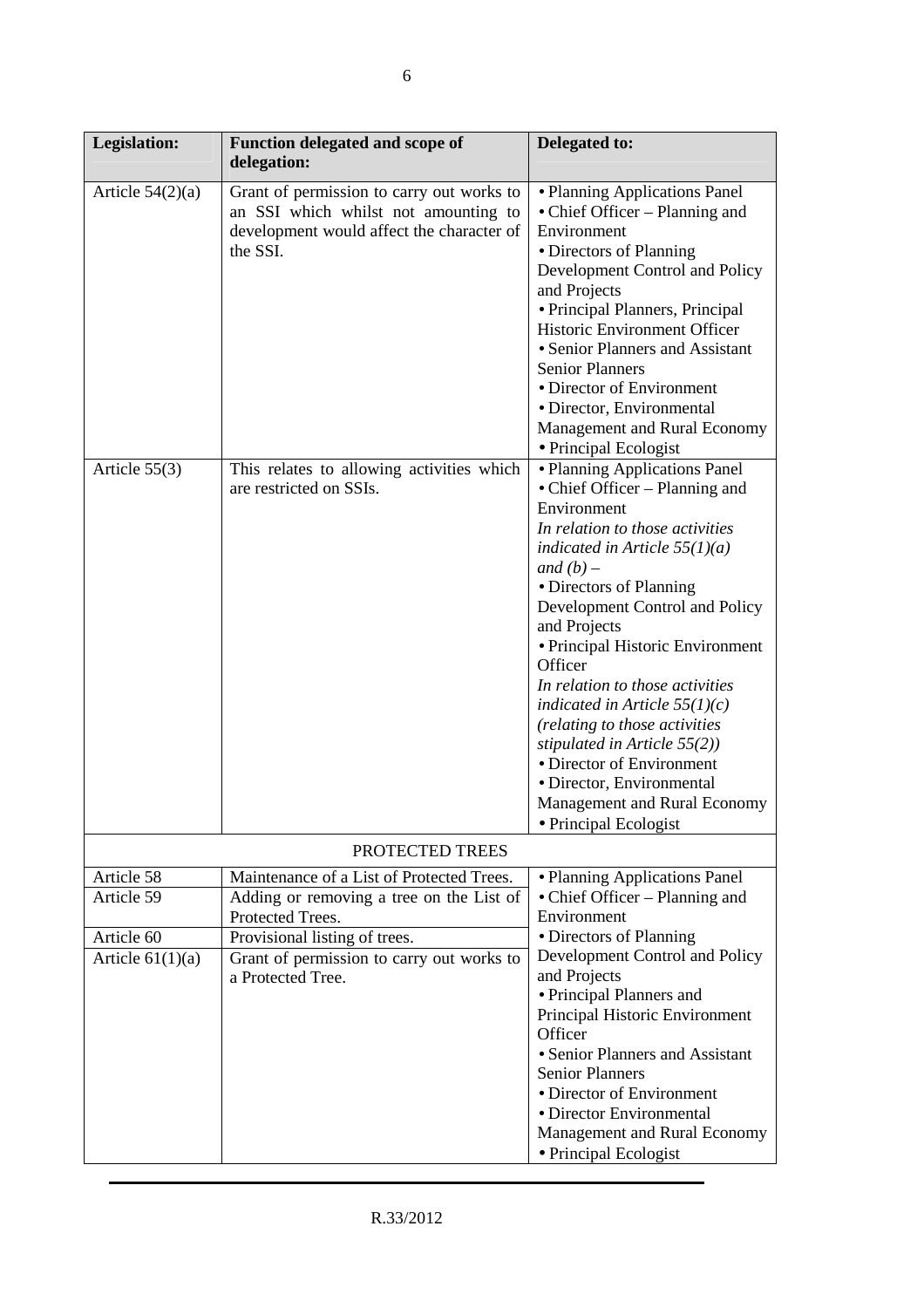| Legislation: | Function delegated and scope of delegation: | Delegated to: |
|---|---|---|
| Article 54(2)(a) | Grant of permission to carry out works to an SSI which whilst not amounting to development would affect the character of the SSI. | • Planning Applications Panel<br>• Chief Officer – Planning and Environment<br>• Directors of Planning Development Control and Policy and Projects<br>• Principal Planners, Principal Historic Environment Officer<br>• Senior Planners and Assistant Senior Planners<br>• Director of Environment<br>• Director, Environmental Management and Rural Economy<br>• Principal Ecologist |
| Article 55(3) | This relates to allowing activities which are restricted on SSIs. | • Planning Applications Panel<br>• Chief Officer – Planning and Environment<br>*In relation to those activities indicated in Article 55(1)(a) and (b) –*<br>• Directors of Planning Development Control and Policy and Projects<br>• Principal Historic Environment Officer<br>*In relation to those activities indicated in Article 55(1)(c) (relating to those activities stipulated in Article 55(2))*<br>• Director of Environment<br>• Director, Environmental Management and Rural Economy<br>• Principal Ecologist |
| | PROTECTED TREES | |
| Article 58 | Maintenance of a List of Protected Trees. | • Planning Applications Panel<br>• Chief Officer – Planning and Environment<br>• Directors of Planning Development Control and Policy and Projects<br>• Principal Planners and Principal Historic Environment Officer<br>• Senior Planners and Assistant Senior Planners<br>• Director of Environment<br>• Director Environmental Management and Rural Economy<br>• Principal Ecologist |
| Article 59 | Adding or removing a tree on the List of Protected Trees. | |
| Article 60 | Provisional listing of trees. | |
| Article 61(1)(a) | Grant of permission to carry out works to a Protected Tree. | |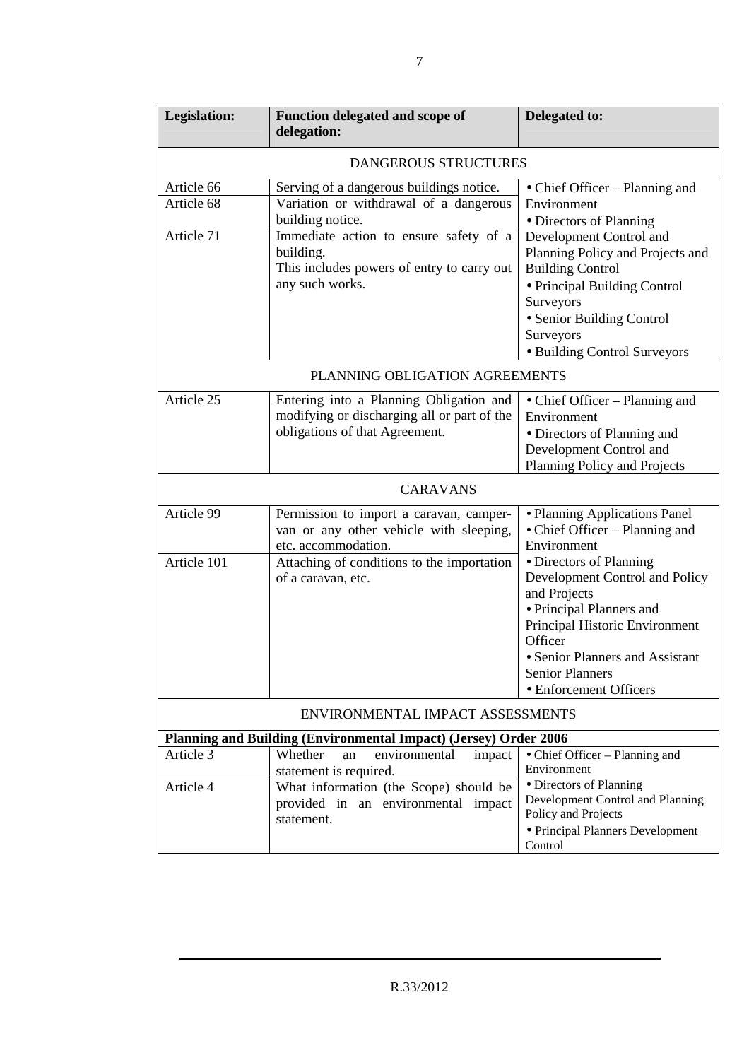| Legislation: | Function delegated and scope of delegation: | Delegated to: |
|---|---|---|
| DANGEROUS STRUCTURES | | |
| Article 66 | Serving of a dangerous buildings notice. | • Chief Officer – Planning and Environment<br>• Directors of Planning Development Control and Planning Policy and Projects and Building Control<br>• Principal Building Control Surveyors<br>• Senior Building Control Surveyors<br>• Building Control Surveyors |
| Article 68 | Variation or withdrawal of a dangerous building notice. | |
| Article 71 | Immediate action to ensure safety of a building.<br>This includes powers of entry to carry out any such works. | |
| PLANNING OBLIGATION AGREEMENTS | | |
| Article 25 | Entering into a Planning Obligation and modifying or discharging all or part of the obligations of that Agreement. | • Chief Officer – Planning and Environment<br>• Directors of Planning and Development Control and Planning Policy and Projects |
| CARAVANS | | |
| Article 99 | Permission to import a caravan, camper-van or any other vehicle with sleeping, etc. accommodation. | • Planning Applications Panel<br>• Chief Officer – Planning and Environment<br>• Directors of Planning Development Control and Policy and Projects<br>• Principal Planners and Principal Historic Environment Officer<br>• Senior Planners and Assistant Senior Planners<br>• Enforcement Officers |
| Article 101 | Attaching of conditions to the importation of a caravan, etc. | |
| ENVIRONMENTAL IMPACT ASSESSMENTS | | |
| **Planning and Building (Environmental Impact) (Jersey) Order 2006** | | |
| Article 3 | Whether an environmental impact statement is required. | • Chief Officer – Planning and Environment<br>• Directors of Planning Development Control and Planning Policy and Projects<br>• Principal Planners Development Control |
| Article 4 | What information (the Scope) should be provided in an environmental impact statement. | |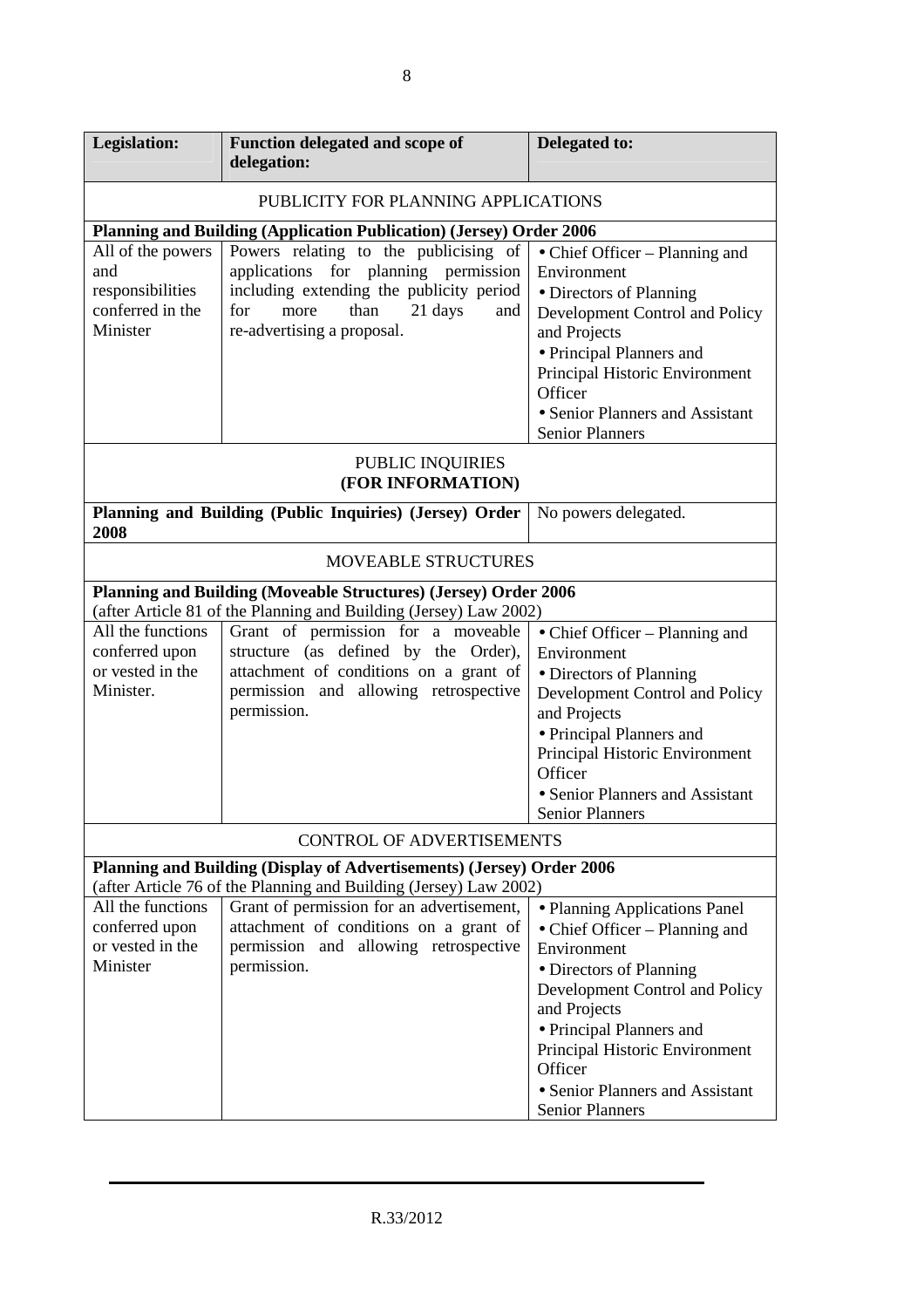| Legislation: | Function delegated and scope of delegation: | Delegated to: |
|---|---|---|
| PUBLICITY FOR PLANNING APPLICATIONS | | |
| **Planning and Building (Application Publication) (Jersey) Order 2006** | | |
| All of the powers and responsibilities conferred in the Minister | Powers relating to the publicising of applications for planning permission including extending the publicity period for more than 21 days and re-advertising a proposal. | • Chief Officer – Planning and Environment<br>• Directors of Planning Development Control and Policy and Projects<br>• Principal Planners and Principal Historic Environment Officer<br>• Senior Planners and Assistant Senior Planners |
| PUBLIC INQUIRIES<br>**(FOR INFORMATION)** | | |
| **Planning and Building (Public Inquiries) (Jersey) Order 2008** | | No powers delegated. |
| MOVEABLE STRUCTURES | | |
| **Planning and Building (Moveable Structures) (Jersey) Order 2006**<br>(after Article 81 of the Planning and Building (Jersey) Law 2002) | | |
| All the functions conferred upon or vested in the Minister. | Grant of permission for a moveable structure (as defined by the Order), attachment of conditions on a grant of permission and allowing retrospective permission. | • Chief Officer – Planning and Environment<br>• Directors of Planning Development Control and Policy and Projects<br>• Principal Planners and Principal Historic Environment Officer<br>• Senior Planners and Assistant Senior Planners |
| CONTROL OF ADVERTISEMENTS | | |
| **Planning and Building (Display of Advertisements) (Jersey) Order 2006**<br>(after Article 76 of the Planning and Building (Jersey) Law 2002) | | |
| All the functions conferred upon or vested in the Minister | Grant of permission for an advertisement, attachment of conditions on a grant of permission and allowing retrospective permission. | • Planning Applications Panel<br>• Chief Officer – Planning and Environment<br>• Directors of Planning Development Control and Policy and Projects<br>• Principal Planners and Principal Historic Environment Officer<br>• Senior Planners and Assistant Senior Planners |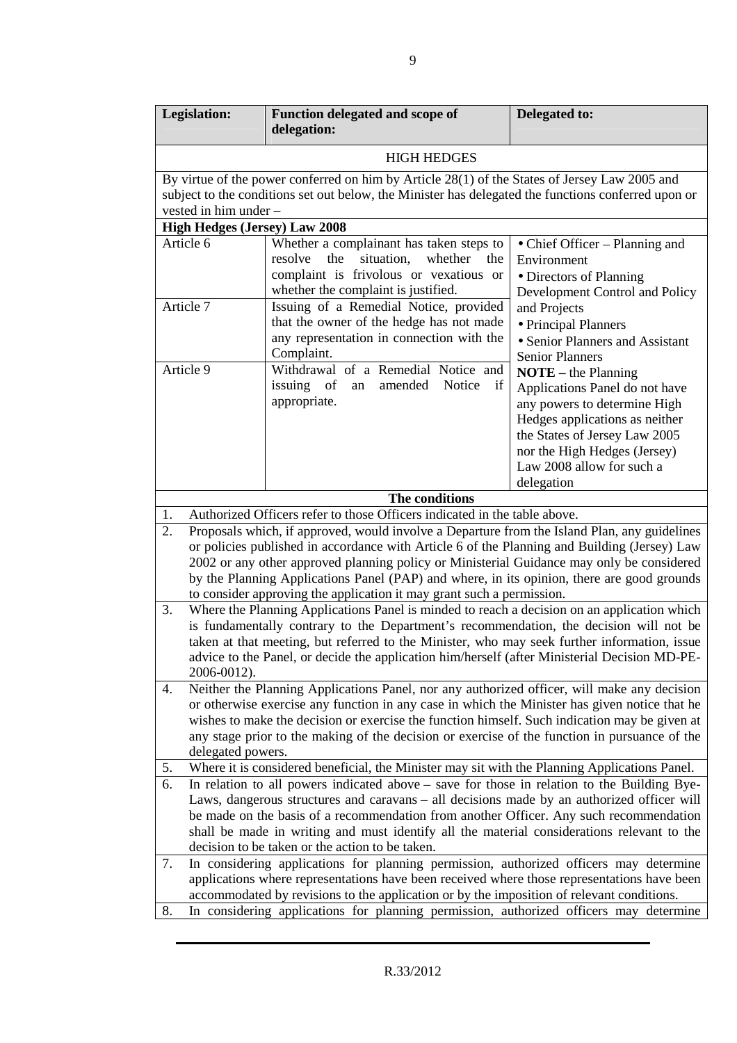| Legislation: | Function delegated and scope of delegation: | Delegated to: |
|---|---|---|
| | HIGH HEDGES | |
| By virtue of the power conferred on him by Article 28(1) of the States of Jersey Law 2005 and subject to the conditions set out below, the Minister has delegated the functions conferred upon or vested in him under – | | |
| **High Hedges (Jersey) Law 2008** | | |
| Article 6 | Whether a complainant has taken steps to resolve the situation, whether the complaint is frivolous or vexatious or whether the complaint is justified. | • Chief Officer – Planning and Environment<br>• Directors of Planning Development Control and Policy and Projects<br>• Principal Planners<br>• Senior Planners and Assistant Senior Planners<br>**NOTE** – the Planning Applications Panel do not have any powers to determine High Hedges applications as neither the States of Jersey Law 2005 nor the High Hedges (Jersey) Law 2008 allow for such a delegation |
| Article 7 | Issuing of a Remedial Notice, provided that the owner of the hedge has not made any representation in connection with the Complaint. | |
| Article 9 | Withdrawal of a Remedial Notice and issuing of an amended Notice if appropriate. | |

**The conditions**

1. Authorized Officers refer to those Officers indicated in the table above.
2. Proposals which, if approved, would involve a Departure from the Island Plan, any guidelines or policies published in accordance with Article 6 of the Planning and Building (Jersey) Law 2002 or any other approved planning policy or Ministerial Guidance may only be considered by the Planning Applications Panel (PAP) and where, in its opinion, there are good grounds to consider approving the application it may grant such a permission.
3. Where the Planning Applications Panel is minded to reach a decision on an application which is fundamentally contrary to the Department's recommendation, the decision will not be taken at that meeting, but referred to the Minister, who may seek further information, issue advice to the Panel, or decide the application him/herself (after Ministerial Decision MD-PE-2006-0012).
4. Neither the Planning Applications Panel, nor any authorized officer, will make any decision or otherwise exercise any function in any case in which the Minister has given notice that he wishes to make the decision or exercise the function himself. Such indication may be given at any stage prior to the making of the decision or exercise of the function in pursuance of the delegated powers.
5. Where it is considered beneficial, the Minister may sit with the Planning Applications Panel.
6. In relation to all powers indicated above – save for those in relation to the Building Bye-Laws, dangerous structures and caravans – all decisions made by an authorized officer will be made on the basis of a recommendation from another Officer. Any such recommendation shall be made in writing and must identify all the material considerations relevant to the decision to be taken or the action to be taken.
7. In considering applications for planning permission, authorized officers may determine applications where representations have been received where those representations have been accommodated by revisions to the application or by the imposition of relevant conditions.
8. In considering applications for planning permission, authorized officers may determine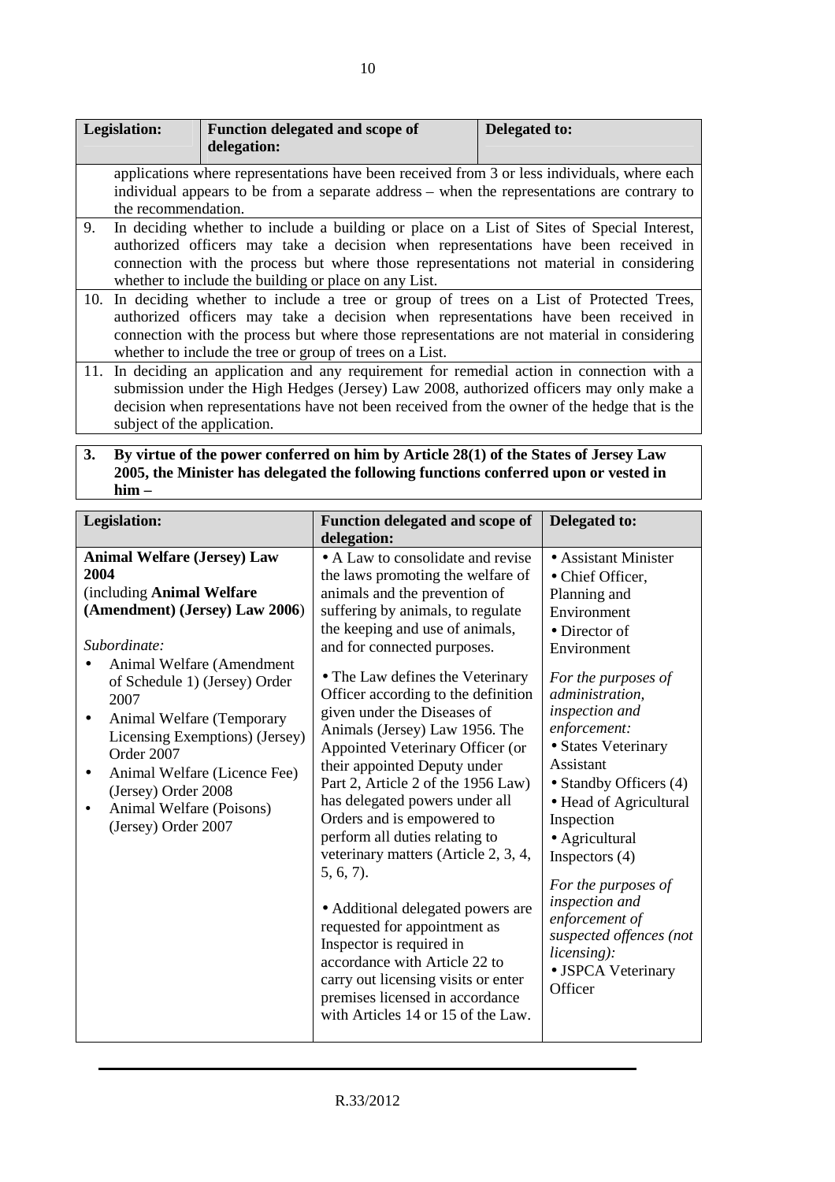| Legislation: | Function delegated and scope of delegation: | Delegated to: |
|---|---|---|
| applications where representations have been received from 3 or less individuals, where each individual appears to be from a separate address – when the representations are contrary to the recommendation. | | |
| 9. In deciding whether to include a building or place on a List of Sites of Special Interest, authorized officers may take a decision when representations have been received in connection with the process but where those representations not material in considering whether to include the building or place on any List. | | |
| 10. In deciding whether to include a tree or group of trees on a List of Protected Trees, authorized officers may take a decision when representations have been received in connection with the process but where those representations are not material in considering whether to include the tree or group of trees on a List. | | |
| 11. In deciding an application and any requirement for remedial action in connection with a submission under the High Hedges (Jersey) Law 2008, authorized officers may only make a decision when representations have not been received from the owner of the hedge that is the subject of the application. | | |

**3. By virtue of the power conferred on him by Article 28(1) of the States of Jersey Law 2005, the Minister has delegated the following functions conferred upon or vested in him –**

| Legislation: | Function delegated and scope of delegation: | Delegated to: |
|---|---|---|
| **Animal Welfare (Jersey) Law 2004** (including **Animal Welfare (Amendment) (Jersey) Law 2006**)<br><br>*Subordinate:*<br>• Animal Welfare (Amendment of Schedule 1) (Jersey) Order 2007<br>• Animal Welfare (Temporary Licensing Exemptions) (Jersey) Order 2007<br>• Animal Welfare (Licence Fee) (Jersey) Order 2008<br>• Animal Welfare (Poisons) (Jersey) Order 2007 | • A Law to consolidate and revise the laws promoting the welfare of animals and the prevention of suffering by animals, to regulate the keeping and use of animals, and for connected purposes.<br><br>• The Law defines the Veterinary Officer according to the definition given under the Diseases of Animals (Jersey) Law 1956. The Appointed Veterinary Officer (or their appointed Deputy under Part 2, Article 2 of the 1956 Law) has delegated powers under all Orders and is empowered to perform all duties relating to veterinary matters (Article 2, 3, 4, 5, 6, 7).<br><br>• Additional delegated powers are requested for appointment as Inspector is required in accordance with Article 22 to carry out licensing visits or enter premises licensed in accordance with Articles 14 or 15 of the Law. | • Assistant Minister<br>• Chief Officer, Planning and Environment<br>• Director of Environment<br><br>*For the purposes of administration, inspection and enforcement:*<br>• States Veterinary Assistant<br>• Standby Officers (4)<br>• Head of Agricultural Inspection<br>• Agricultural Inspectors (4)<br><br>*For the purposes of inspection and enforcement of suspected offences (not licensing):*<br>• JSPCA Veterinary Officer |

R.33/2012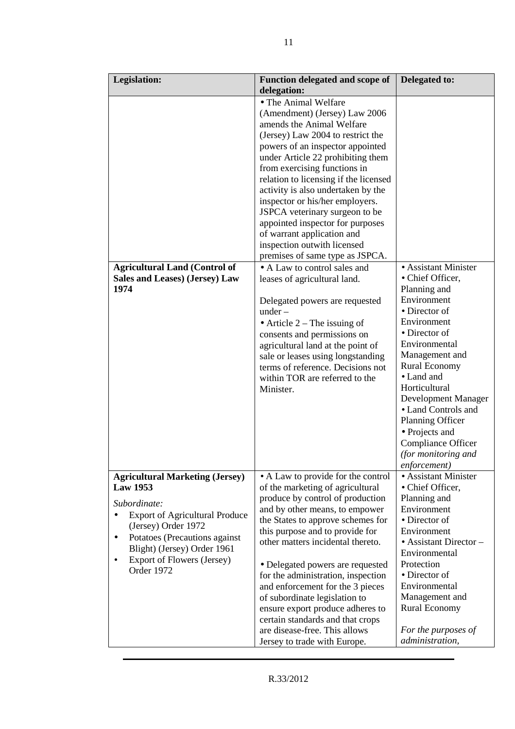| Legislation: | Function delegated and scope of delegation: | Delegated to: |
|---|---|---|
| | • The Animal Welfare (Amendment) (Jersey) Law 2006 amends the Animal Welfare (Jersey) Law 2004 to restrict the powers of an inspector appointed under Article 22 prohibiting them from exercising functions in relation to licensing if the licensed activity is also undertaken by the inspector or his/her employers. JSPCA veterinary surgeon to be appointed inspector for purposes of warrant application and inspection outwith licensed premises of same type as JSPCA. | |
| **Agricultural Land (Control of Sales and Leases) (Jersey) Law 1974** | • A Law to control sales and leases of agricultural land.<br><br>Delegated powers are requested under –<br>• Article 2 – The issuing of consents and permissions on agricultural land at the point of sale or leases using longstanding terms of reference. Decisions not within TOR are referred to the Minister. | • Assistant Minister<br>• Chief Officer, Planning and Environment<br>• Director of Environment<br>• Director of Environmental Management and Rural Economy<br>• Land and Horticultural Development Manager<br>• Land Controls and Planning Officer<br>• Projects and Compliance Officer *(for monitoring and enforcement)* |
| **Agricultural Marketing (Jersey) Law 1953**<br><br>*Subordinate:*<br>• Export of Agricultural Produce (Jersey) Order 1972<br>• Potatoes (Precautions against Blight) (Jersey) Order 1961<br>• Export of Flowers (Jersey) Order 1972 | • A Law to provide for the control of the marketing of agricultural produce by control of production and by other means, to empower the States to approve schemes for this purpose and to provide for other matters incidental thereto.<br><br>• Delegated powers are requested for the administration, inspection and enforcement for the 3 pieces of subordinate legislation to ensure export produce adheres to certain standards and that crops are disease-free. This allows Jersey to trade with Europe. | • Assistant Minister<br>• Chief Officer, Planning and Environment<br>• Director of Environment<br>• Assistant Director – Environmental Protection<br>• Director of Environmental Management and Rural Economy<br><br>*For the purposes of administration,* |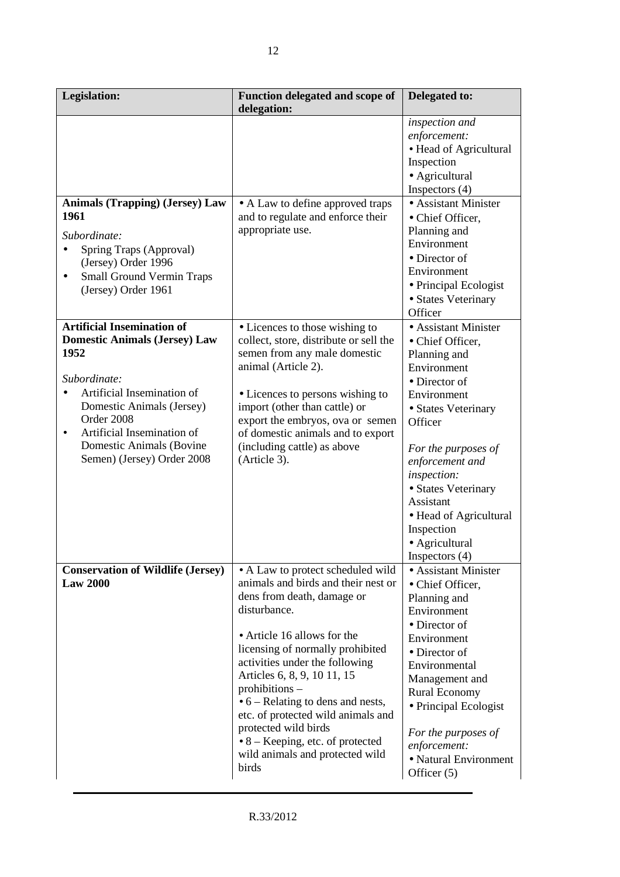| Legislation: | Function delegated and scope of delegation: | Delegated to: |
|---|---|---|
| | | *inspection and enforcement:*<br>• Head of Agricultural Inspection<br>• Agricultural Inspectors (4) |
| **Animals (Trapping) (Jersey) Law 1961**<br><br>*Subordinate:*<br>• Spring Traps (Approval) (Jersey) Order 1996<br>• Small Ground Vermin Traps (Jersey) Order 1961 | • A Law to define approved traps and to regulate and enforce their appropriate use. | • Assistant Minister<br>• Chief Officer, Planning and Environment<br>• Director of Environment<br>• Principal Ecologist<br>• States Veterinary Officer |
| **Artificial Insemination of Domestic Animals (Jersey) Law 1952**<br><br>*Subordinate:*<br>• Artificial Insemination of Domestic Animals (Jersey) Order 2008<br>• Artificial Insemination of Domestic Animals (Bovine Semen) (Jersey) Order 2008 | • Licences to those wishing to collect, store, distribute or sell the semen from any male domestic animal (Article 2).<br><br>• Licences to persons wishing to import (other than cattle) or export the embryos, ova or semen of domestic animals and to export (including cattle) as above (Article 3). | • Assistant Minister<br>• Chief Officer, Planning and Environment<br>• Director of Environment<br>• States Veterinary Officer<br><br>*For the purposes of enforcement and inspection:*<br>• States Veterinary Assistant<br>• Head of Agricultural Inspection<br>• Agricultural Inspectors (4) |
| **Conservation of Wildlife (Jersey) Law 2000** | • A Law to protect scheduled wild animals and birds and their nest or dens from death, damage or disturbance.<br><br>• Article 16 allows for the licensing of normally prohibited activities under the following Articles 6, 8, 9, 10 11, 15 prohibitions –<br>• 6 – Relating to dens and nests, etc. of protected wild animals and protected wild birds<br>• 8 – Keeping, etc. of protected wild animals and protected wild birds | • Assistant Minister<br>• Chief Officer, Planning and Environment<br>• Director of Environment<br>• Director of Environmental Management and Rural Economy<br>• Principal Ecologist<br><br>*For the purposes of enforcement:*<br>• Natural Environment Officer (5) |

R.33/2012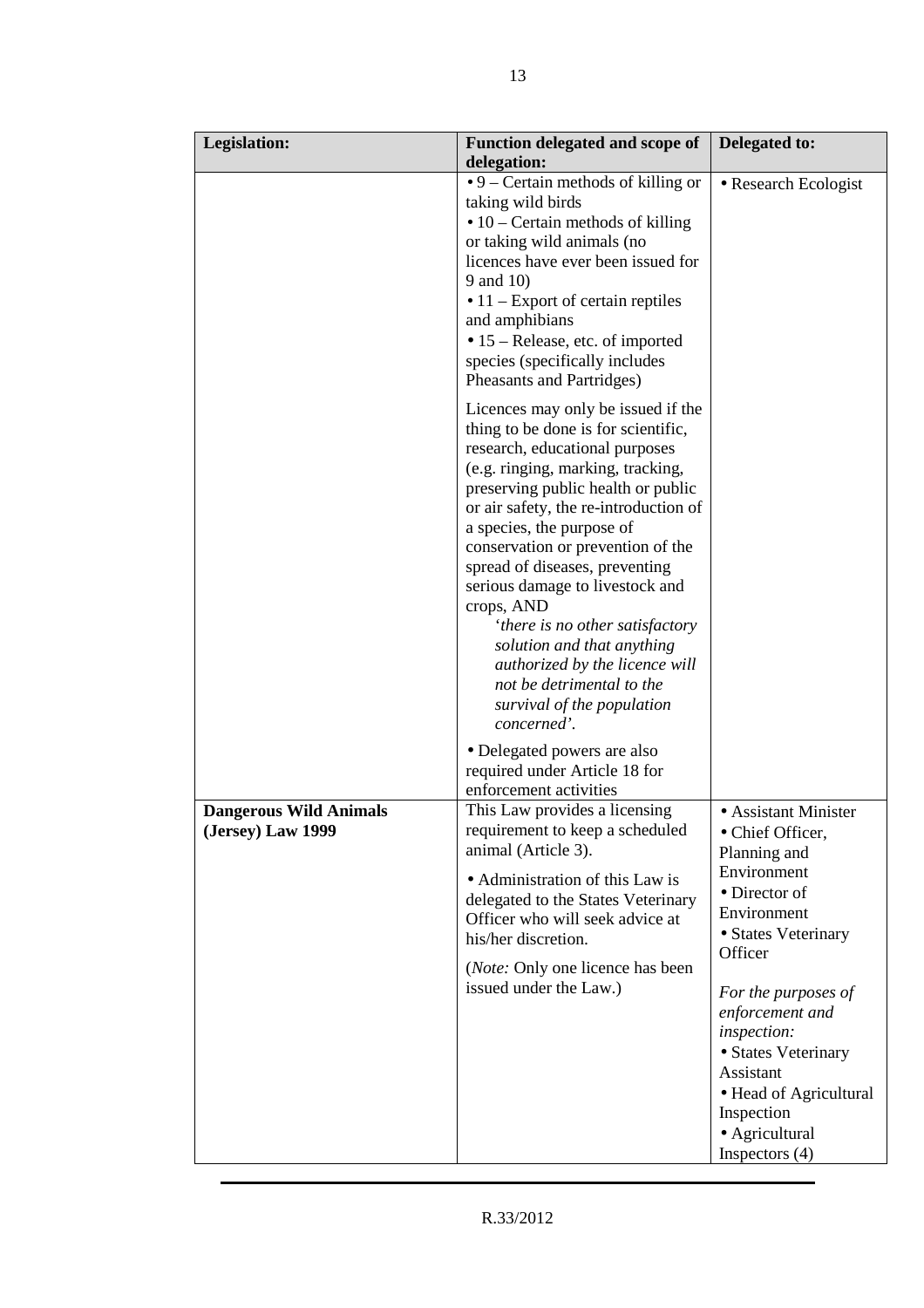| Legislation: | Function delegated and scope of delegation: | Delegated to: |
|---|---|---|
| | • 9 – Certain methods of killing or taking wild birds<br>• 10 – Certain methods of killing or taking wild animals (no licences have ever been issued for 9 and 10)<br>• 11 – Export of certain reptiles and amphibians<br>• 15 – Release, etc. of imported species (specifically includes Pheasants and Partridges)<br><br>Licences may only be issued if the thing to be done is for scientific, research, educational purposes (e.g. ringing, marking, tracking, preserving public health or public or air safety, the re-introduction of a species, the purpose of conservation or prevention of the spread of diseases, preventing serious damage to livestock and crops, AND<br>'*there is no other satisfactory solution and that anything authorized by the licence will not be detrimental to the survival of the population concerned*'.<br><br>• Delegated powers are also required under Article 18 for enforcement activities | • Research Ecologist |
| **Dangerous Wild Animals (Jersey) Law 1999** | This Law provides a licensing requirement to keep a scheduled animal (Article 3).<br><br>• Administration of this Law is delegated to the States Veterinary Officer who will seek advice at his/her discretion.<br><br>(*Note:* Only one licence has been issued under the Law.) | • Assistant Minister<br>• Chief Officer, Planning and Environment<br>• Director of Environment<br>• States Veterinary Officer<br><br>*For the purposes of enforcement and inspection:*<br>• States Veterinary Assistant<br>• Head of Agricultural Inspection<br>• Agricultural Inspectors (4) |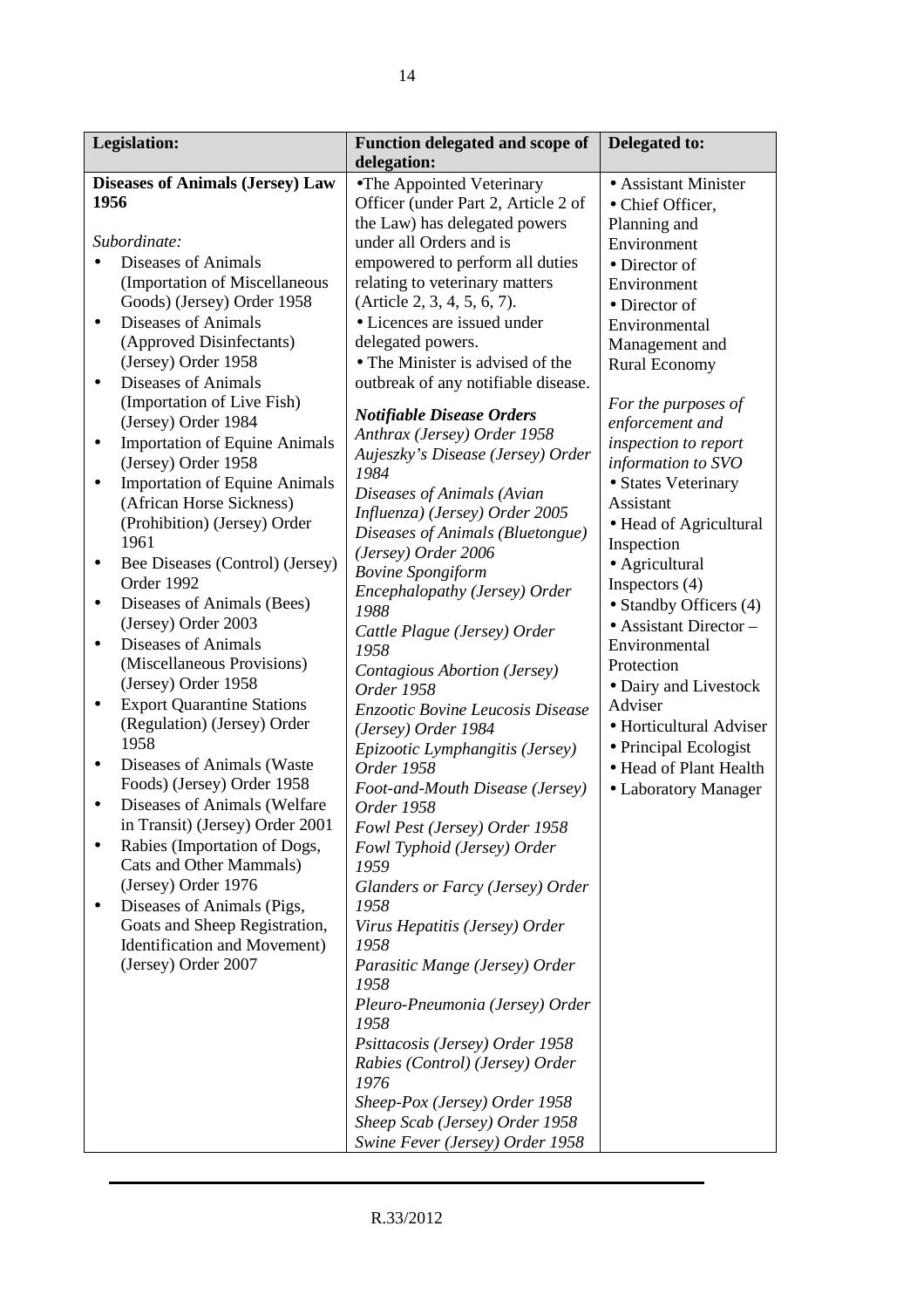| Legislation: | Function delegated and scope of delegation: | Delegated to: |
|---|---|---|
| **Diseases of Animals (Jersey) Law 1956**<br><br>*Subordinate:*<br>• Diseases of Animals (Importation of Miscellaneous Goods) (Jersey) Order 1958<br>• Diseases of Animals (Approved Disinfectants) (Jersey) Order 1958<br>• Diseases of Animals (Importation of Live Fish) (Jersey) Order 1984<br>• Importation of Equine Animals (Jersey) Order 1958<br>• Importation of Equine Animals (African Horse Sickness) (Prohibition) (Jersey) Order 1961<br>• Bee Diseases (Control) (Jersey) Order 1992<br>• Diseases of Animals (Bees) (Jersey) Order 2003<br>• Diseases of Animals (Miscellaneous Provisions) (Jersey) Order 1958<br>• Export Quarantine Stations (Regulation) (Jersey) Order 1958<br>• Diseases of Animals (Waste Foods) (Jersey) Order 1958<br>• Diseases of Animals (Welfare in Transit) (Jersey) Order 2001<br>• Rabies (Importation of Dogs, Cats and Other Mammals) (Jersey) Order 1976<br>• Diseases of Animals (Pigs, Goats and Sheep Registration, Identification and Movement) (Jersey) Order 2007 | • The Appointed Veterinary Officer (under Part 2, Article 2 of the Law) has delegated powers under all Orders and is empowered to perform all duties relating to veterinary matters (Article 2, 3, 4, 5, 6, 7).<br>• Licences are issued under delegated powers.<br>• The Minister is advised of the outbreak of any notifiable disease.<br><br>***Notifiable Disease Orders***<br>*Anthrax (Jersey) Order 1958*<br>*Aujeszky's Disease (Jersey) Order 1984*<br>*Diseases of Animals (Avian Influenza) (Jersey) Order 2005*<br>*Diseases of Animals (Bluetongue) (Jersey) Order 2006*<br>*Bovine Spongiform Encephalopathy (Jersey) Order 1988*<br>*Cattle Plague (Jersey) Order 1958*<br>*Contagious Abortion (Jersey) Order 1958*<br>*Enzootic Bovine Leucosis Disease (Jersey) Order 1984*<br>*Epizootic Lymphangitis (Jersey) Order 1958*<br>*Foot-and-Mouth Disease (Jersey) Order 1958*<br>*Fowl Pest (Jersey) Order 1958*<br>*Fowl Typhoid (Jersey) Order 1959*<br>*Glanders or Farcy (Jersey) Order 1958*<br>*Virus Hepatitis (Jersey) Order 1958*<br>*Parasitic Mange (Jersey) Order 1958*<br>*Pleuro-Pneumonia (Jersey) Order 1958*<br>*Psittacosis (Jersey) Order 1958*<br>*Rabies (Control) (Jersey) Order 1976*<br>*Sheep-Pox (Jersey) Order 1958*<br>*Sheep Scab (Jersey) Order 1958*<br>*Swine Fever (Jersey) Order 1958* | • Assistant Minister<br>• Chief Officer, Planning and Environment<br>• Director of Environment<br>• Director of Environmental Management and Rural Economy<br><br>*For the purposes of enforcement and inspection to report information to SVO*<br>• States Veterinary Assistant<br>• Head of Agricultural Inspection<br>• Agricultural Inspectors (4)<br>• Standby Officers (4)<br>• Assistant Director – Environmental Protection<br>• Dairy and Livestock Adviser<br>• Horticultural Adviser<br>• Principal Ecologist<br>• Head of Plant Health<br>• Laboratory Manager |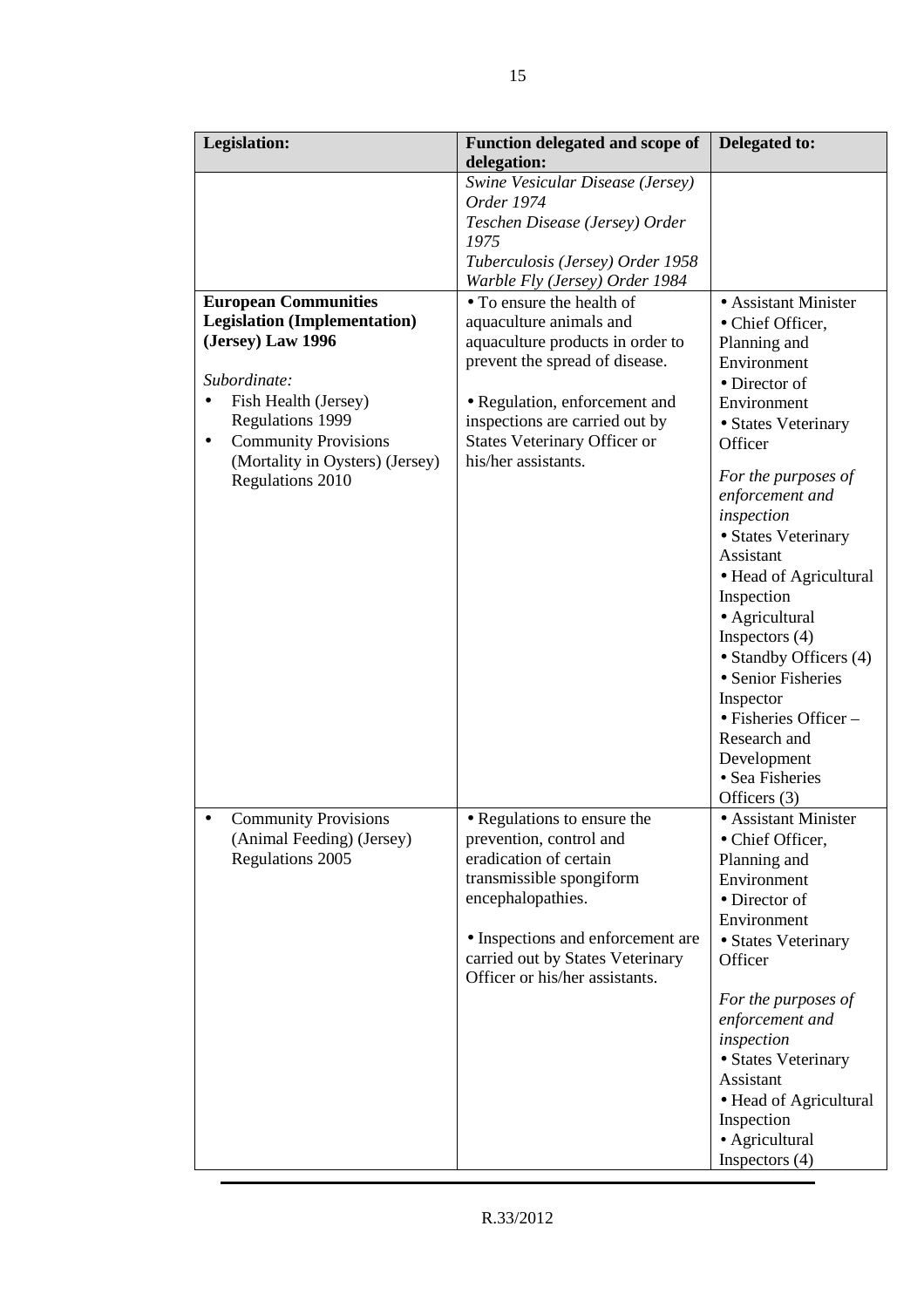| Legislation: | Function delegated and scope of delegation: | Delegated to: |
|---|---|---|
| | *Swine Vesicular Disease (Jersey) Order 1974*<br>*Teschen Disease (Jersey) Order 1975*<br>*Tuberculosis (Jersey) Order 1958*<br>*Warble Fly (Jersey) Order 1984* | |
| **European Communities Legislation (Implementation) (Jersey) Law 1996**<br><br>*Subordinate:*<br>• Fish Health (Jersey) Regulations 1999<br>• Community Provisions (Mortality in Oysters) (Jersey) Regulations 2010 | • To ensure the health of aquaculture animals and aquaculture products in order to prevent the spread of disease.<br><br>• Regulation, enforcement and inspections are carried out by States Veterinary Officer or his/her assistants. | • Assistant Minister<br>• Chief Officer, Planning and Environment<br>• Director of Environment<br>• States Veterinary Officer<br><br>*For the purposes of enforcement and inspection*<br>• States Veterinary Assistant<br>• Head of Agricultural Inspection<br>• Agricultural Inspectors (4)<br>• Standby Officers (4)<br>• Senior Fisheries Inspector<br>• Fisheries Officer – Research and Development<br>• Sea Fisheries Officers (3) |
| • Community Provisions (Animal Feeding) (Jersey) Regulations 2005 | • Regulations to ensure the prevention, control and eradication of certain transmissible spongiform encephalopathies.<br><br>• Inspections and enforcement are carried out by States Veterinary Officer or his/her assistants. | • Assistant Minister<br>• Chief Officer, Planning and Environment<br>• Director of Environment<br>• States Veterinary Officer<br><br>*For the purposes of enforcement and inspection*<br>• States Veterinary Assistant<br>• Head of Agricultural Inspection<br>• Agricultural Inspectors (4) |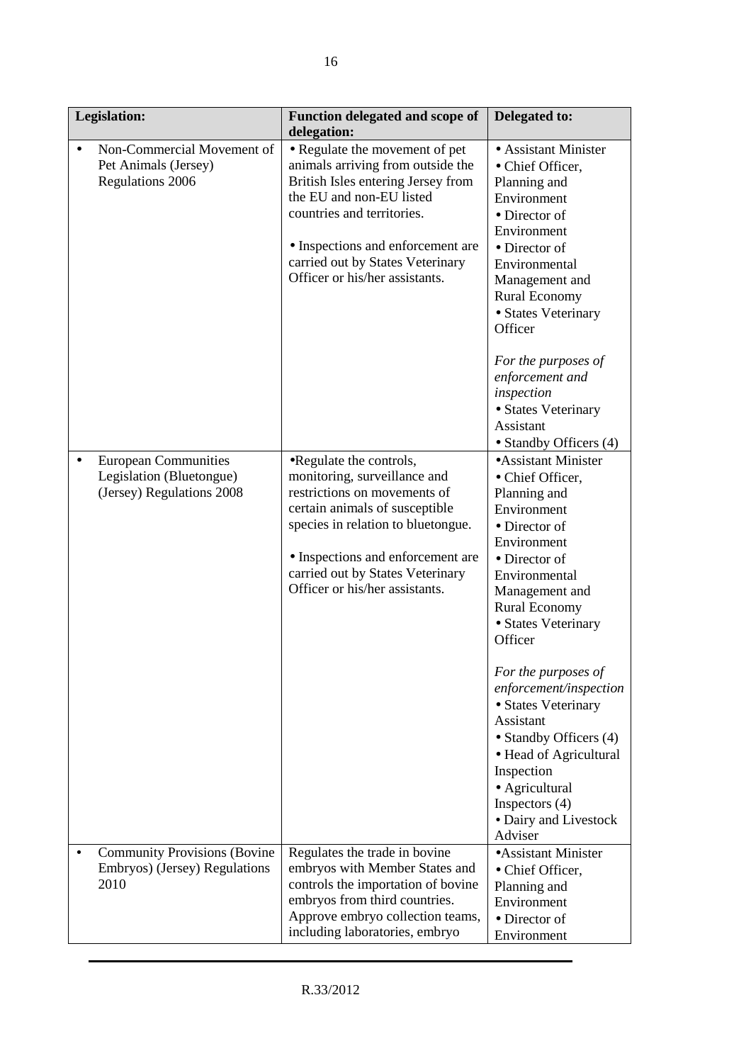| Legislation: | Function delegated and scope of delegation: | Delegated to: |
|---|---|---|
| • Non-Commercial Movement of Pet Animals (Jersey) Regulations 2006 | • Regulate the movement of pet animals arriving from outside the British Isles entering Jersey from the EU and non-EU listed countries and territories.<br><br>• Inspections and enforcement are carried out by States Veterinary Officer or his/her assistants. | • Assistant Minister<br>• Chief Officer, Planning and Environment<br>• Director of Environment<br>• Director of Environmental Management and Rural Economy<br>• States Veterinary Officer<br><br>*For the purposes of enforcement and inspection*<br>• States Veterinary Assistant<br>• Standby Officers (4) |
| • European Communities Legislation (Bluetongue) (Jersey) Regulations 2008 | •Regulate the controls, monitoring, surveillance and restrictions on movements of certain animals of susceptible species in relation to bluetongue.<br><br>• Inspections and enforcement are carried out by States Veterinary Officer or his/her assistants. | •Assistant Minister<br>• Chief Officer, Planning and Environment<br>• Director of Environment<br>• Director of Environmental Management and Rural Economy<br>• States Veterinary Officer<br><br>*For the purposes of enforcement/inspection*<br>• States Veterinary Assistant<br>• Standby Officers (4)<br>• Head of Agricultural Inspection<br>• Agricultural Inspectors (4)<br>• Dairy and Livestock Adviser |
| • Community Provisions (Bovine Embryos) (Jersey) Regulations 2010 | Regulates the trade in bovine embryos with Member States and controls the importation of bovine embryos from third countries. Approve embryo collection teams, including laboratories, embryo | •Assistant Minister<br>• Chief Officer, Planning and Environment<br>• Director of Environment |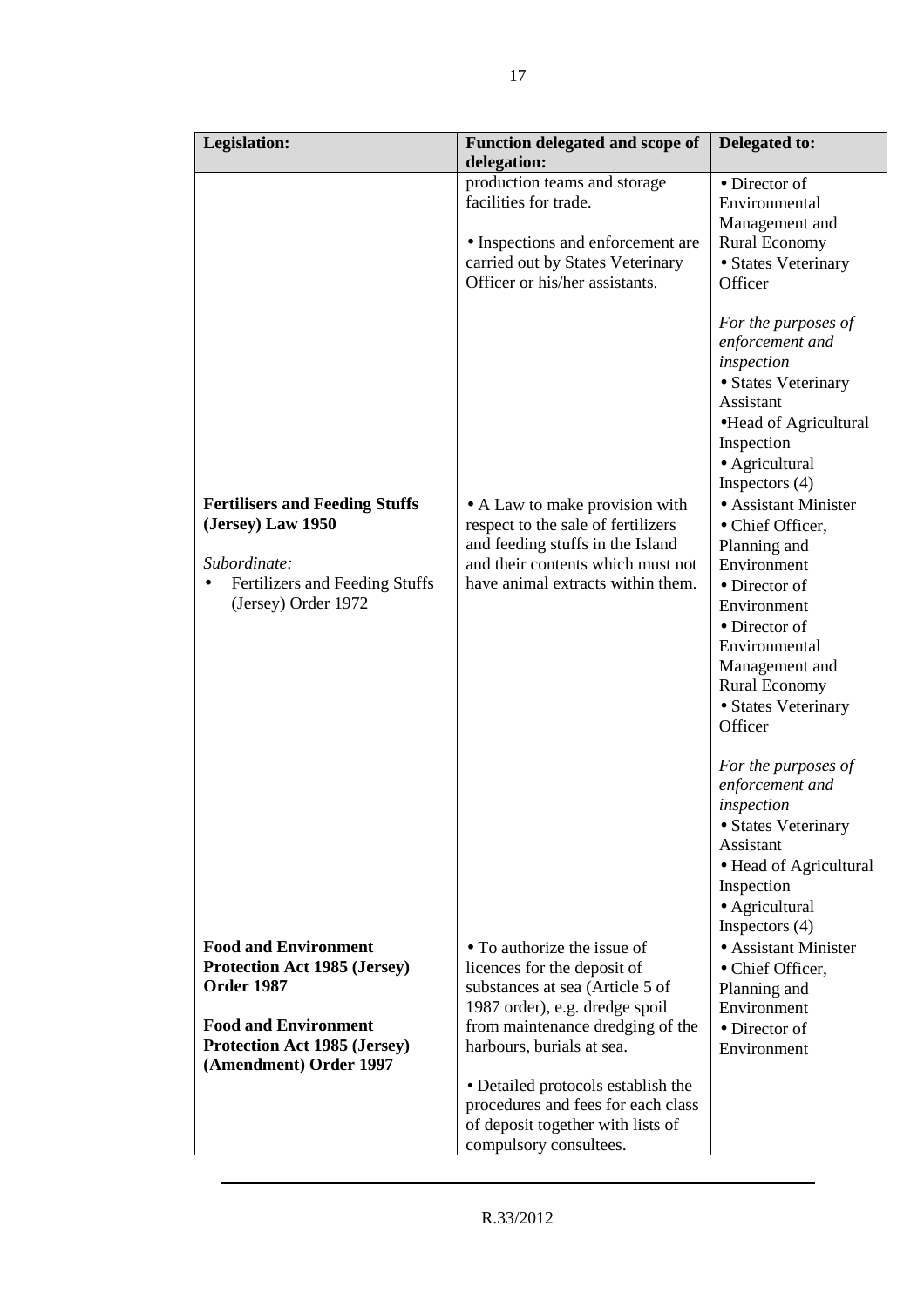| Legislation: | Function delegated and scope of delegation: | Delegated to: |
|---|---|---|
| | production teams and storage facilities for trade.<br><br>• Inspections and enforcement are carried out by States Veterinary Officer or his/her assistants. | • Director of Environmental Management and Rural Economy<br>• States Veterinary Officer<br><br>*For the purposes of enforcement and inspection*<br>• States Veterinary Assistant<br>•Head of Agricultural Inspection<br>• Agricultural Inspectors (4) |
| **Fertilisers and Feeding Stuffs (Jersey) Law 1950**<br><br>*Subordinate:*<br>• Fertilizers and Feeding Stuffs (Jersey) Order 1972 | • A Law to make provision with respect to the sale of fertilizers and feeding stuffs in the Island and their contents which must not have animal extracts within them. | • Assistant Minister<br>• Chief Officer, Planning and Environment<br>• Director of Environment<br>• Director of Environmental Management and Rural Economy<br>• States Veterinary Officer<br><br>*For the purposes of enforcement and inspection*<br>• States Veterinary Assistant<br>• Head of Agricultural Inspection<br>• Agricultural Inspectors (4) |
| **Food and Environment Protection Act 1985 (Jersey) Order 1987**<br><br>**Food and Environment Protection Act 1985 (Jersey) (Amendment) Order 1997** | • To authorize the issue of licences for the deposit of substances at sea (Article 5 of 1987 order), e.g. dredge spoil from maintenance dredging of the harbours, burials at sea.<br><br>• Detailed protocols establish the procedures and fees for each class of deposit together with lists of compulsory consultees. | • Assistant Minister<br>• Chief Officer, Planning and Environment<br>• Director of Environment |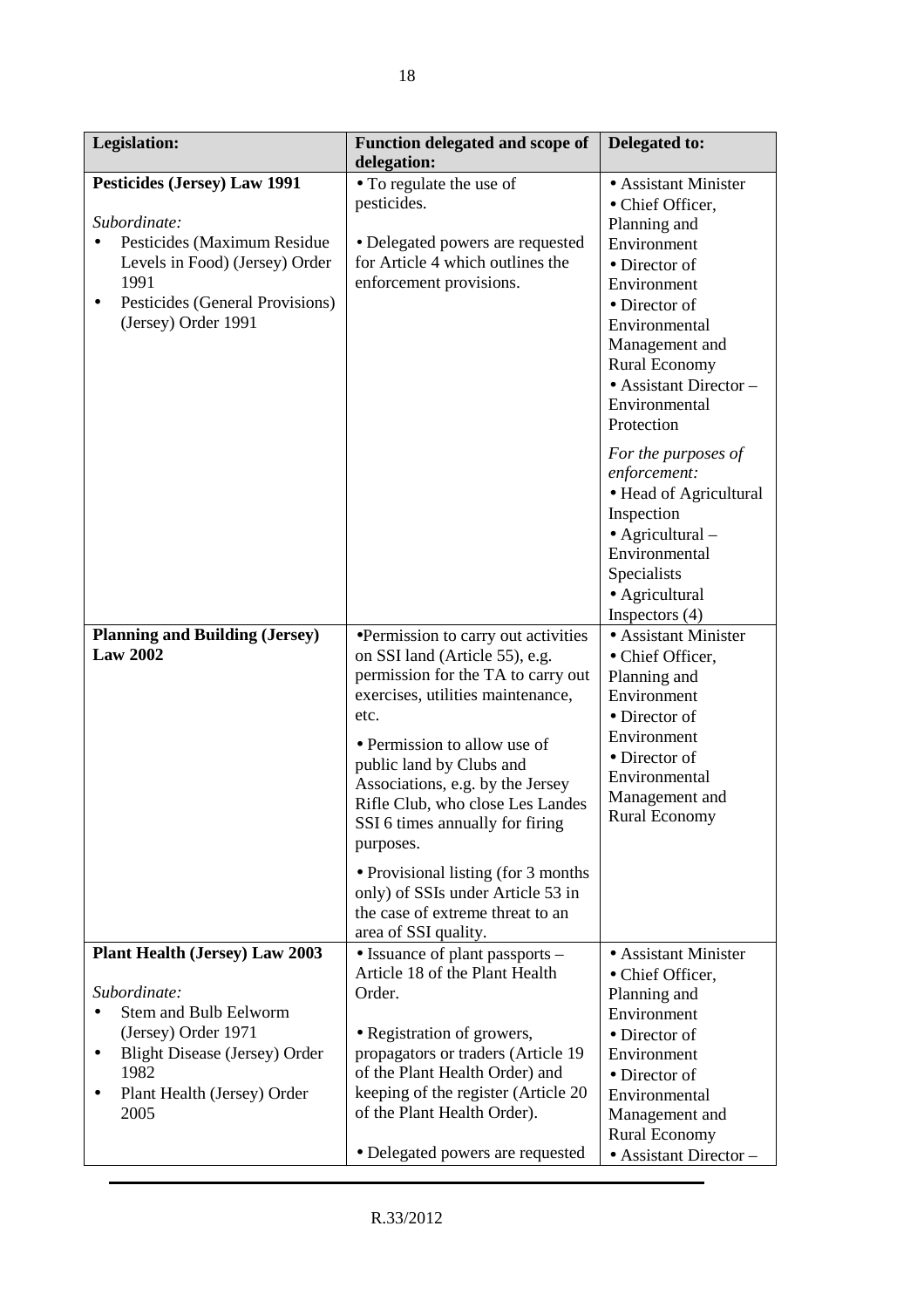| Legislation: | Function delegated and scope of delegation: | Delegated to: |
|---|---|---|
| **Pesticides (Jersey) Law 1991**<br><br>*Subordinate:*<br>• Pesticides (Maximum Residue Levels in Food) (Jersey) Order 1991<br>• Pesticides (General Provisions) (Jersey) Order 1991 | • To regulate the use of pesticides.<br><br>• Delegated powers are requested for Article 4 which outlines the enforcement provisions. | • Assistant Minister<br>• Chief Officer, Planning and Environment<br>• Director of Environment<br>• Director of Environmental Management and Rural Economy<br>• Assistant Director – Environmental Protection<br><br>*For the purposes of enforcement:*<br>• Head of Agricultural Inspection<br>• Agricultural – Environmental Specialists<br>• Agricultural Inspectors (4) |
| **Planning and Building (Jersey) Law 2002** | •Permission to carry out activities on SSI land (Article 55), e.g. permission for the TA to carry out exercises, utilities maintenance, etc.<br><br>• Permission to allow use of public land by Clubs and Associations, e.g. by the Jersey Rifle Club, who close Les Landes SSI 6 times annually for firing purposes.<br><br>• Provisional listing (for 3 months only) of SSIs under Article 53 in the case of extreme threat to an area of SSI quality. | • Assistant Minister<br>• Chief Officer, Planning and Environment<br>• Director of Environment<br>• Director of Environmental Management and Rural Economy |
| **Plant Health (Jersey) Law 2003**<br><br>*Subordinate:*<br>• Stem and Bulb Eelworm (Jersey) Order 1971<br>• Blight Disease (Jersey) Order 1982<br>• Plant Health (Jersey) Order 2005 | • Issuance of plant passports – Article 18 of the Plant Health Order.<br><br>• Registration of growers, propagators or traders (Article 19 of the Plant Health Order) and keeping of the register (Article 20 of the Plant Health Order).<br><br>• Delegated powers are requested | • Assistant Minister<br>• Chief Officer, Planning and Environment<br>• Director of Environment<br>• Director of Environmental Management and Rural Economy<br>• Assistant Director – |

R.33/2012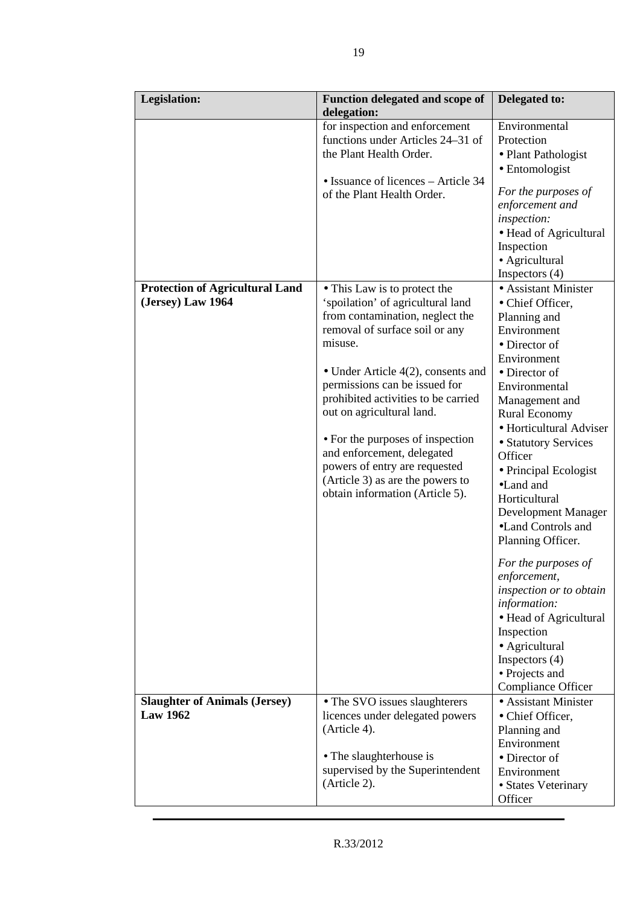| Legislation: | Function delegated and scope of delegation: | Delegated to: |
|---|---|---|
| | for inspection and enforcement functions under Articles 24–31 of the Plant Health Order.<br><br>• Issuance of licences – Article 34 of the Plant Health Order. | Environmental Protection<br>• Plant Pathologist<br>• Entomologist<br><br>*For the purposes of enforcement and inspection:*<br>• Head of Agricultural Inspection<br>• Agricultural Inspectors (4) |
| **Protection of Agricultural Land (Jersey) Law 1964** | • This Law is to protect the 'spoilation' of agricultural land from contamination, neglect the removal of surface soil or any misuse.<br><br>• Under Article 4(2), consents and permissions can be issued for prohibited activities to be carried out on agricultural land.<br><br>• For the purposes of inspection and enforcement, delegated powers of entry are requested (Article 3) as are the powers to obtain information (Article 5). | • Assistant Minister<br>• Chief Officer, Planning and Environment<br>• Director of Environment<br>• Director of Environmental Management and Rural Economy<br>• Horticultural Adviser<br>• Statutory Services Officer<br>• Principal Ecologist<br>•Land and Horticultural Development Manager<br>•Land Controls and Planning Officer.<br><br>*For the purposes of enforcement, inspection or to obtain information:*<br>• Head of Agricultural Inspection<br>• Agricultural Inspectors (4)<br>• Projects and Compliance Officer |
| **Slaughter of Animals (Jersey) Law 1962** | • The SVO issues slaughterers licences under delegated powers (Article 4).<br><br>• The slaughterhouse is supervised by the Superintendent (Article 2). | • Assistant Minister<br>• Chief Officer, Planning and Environment<br>• Director of Environment<br>• States Veterinary Officer |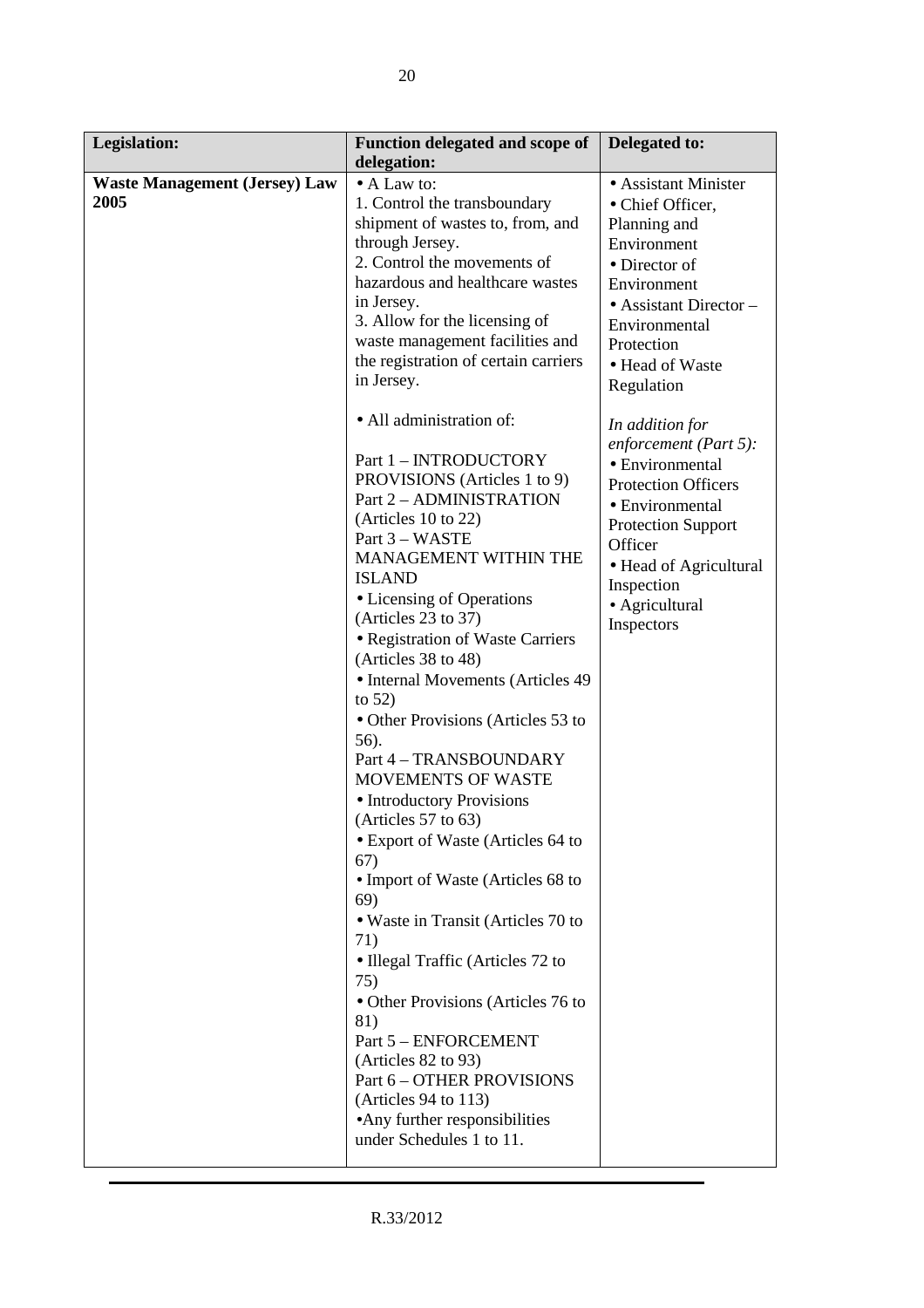| Legislation: | Function delegated and scope of delegation: | Delegated to: |
|---|---|---|
| **Waste Management (Jersey) Law 2005** | • A Law to:<br>1. Control the transboundary shipment of wastes to, from, and through Jersey.<br>2. Control the movements of hazardous and healthcare wastes in Jersey.<br>3. Allow for the licensing of waste management facilities and the registration of certain carriers in Jersey.<br><br>• All administration of:<br><br>Part 1 – INTRODUCTORY PROVISIONS (Articles 1 to 9)<br>Part 2 – ADMINISTRATION (Articles 10 to 22)<br>Part 3 – WASTE MANAGEMENT WITHIN THE ISLAND<br>• Licensing of Operations (Articles 23 to 37)<br>• Registration of Waste Carriers (Articles 38 to 48)<br>• Internal Movements (Articles 49 to 52)<br>• Other Provisions (Articles 53 to 56).<br>Part 4 – TRANSBOUNDARY MOVEMENTS OF WASTE<br>• Introductory Provisions (Articles 57 to 63)<br>• Export of Waste (Articles 64 to 67)<br>• Import of Waste (Articles 68 to 69)<br>• Waste in Transit (Articles 70 to 71)<br>• Illegal Traffic (Articles 72 to 75)<br>• Other Provisions (Articles 76 to 81)<br>Part 5 – ENFORCEMENT (Articles 82 to 93)<br>Part 6 – OTHER PROVISIONS (Articles 94 to 113)<br>•Any further responsibilities under Schedules 1 to 11. | • Assistant Minister<br>• Chief Officer, Planning and Environment<br>• Director of Environment<br>• Assistant Director – Environmental Protection<br>• Head of Waste Regulation<br><br>*In addition for enforcement (Part 5):*<br>• Environmental Protection Officers<br>• Environmental Protection Support Officer<br>• Head of Agricultural Inspection<br>• Agricultural Inspectors |

R.33/2012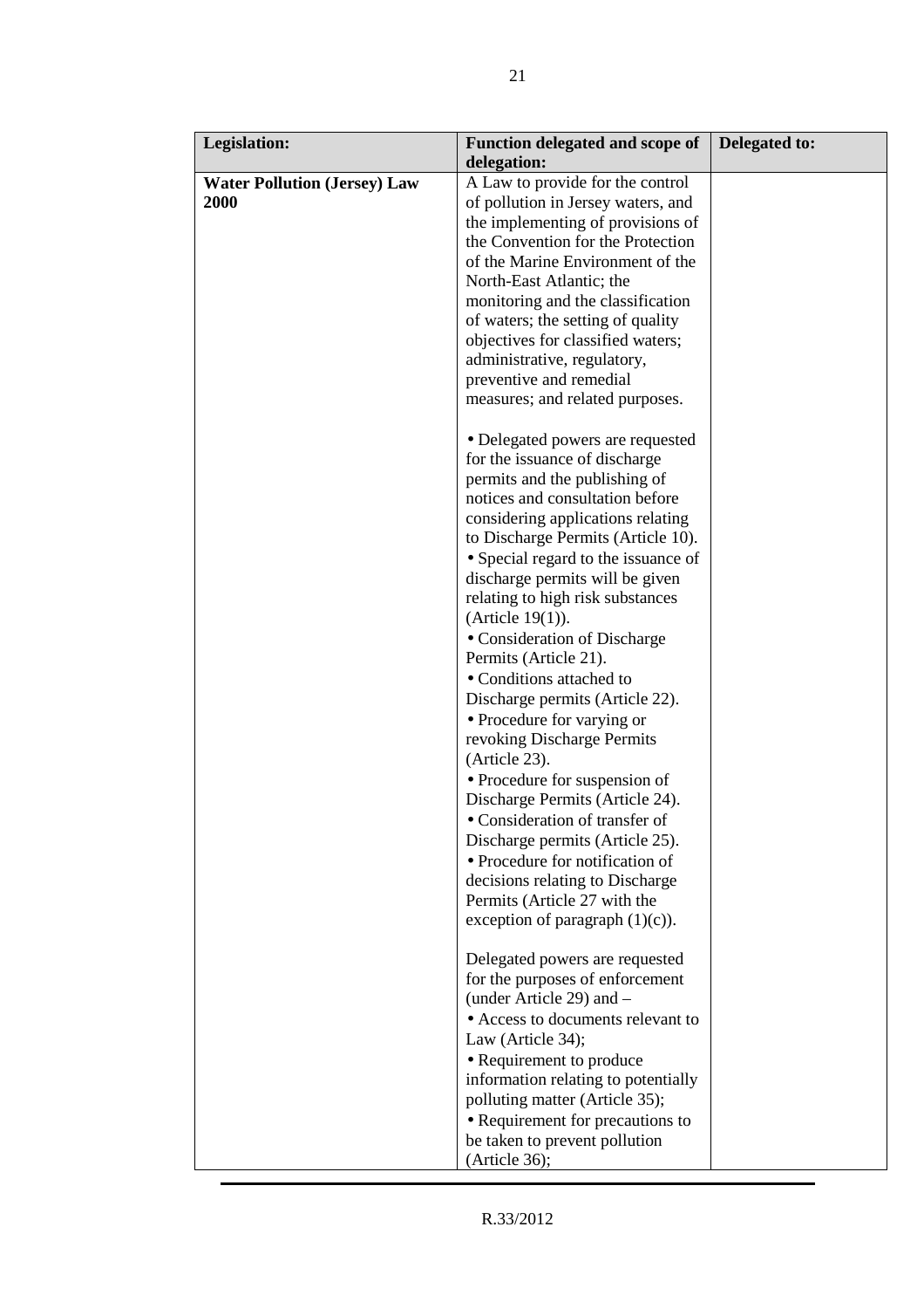| Legislation: | Function delegated and scope of delegation: | Delegated to: |
|---|---|---|
| **Water Pollution (Jersey) Law 2000** | A Law to provide for the control of pollution in Jersey waters, and the implementing of provisions of the Convention for the Protection of the Marine Environment of the North-East Atlantic; the monitoring and the classification of waters; the setting of quality objectives for classified waters; administrative, regulatory, preventive and remedial measures; and related purposes.<br><br>• Delegated powers are requested for the issuance of discharge permits and the publishing of notices and consultation before considering applications relating to Discharge Permits (Article 10).<br>• Special regard to the issuance of discharge permits will be given relating to high risk substances (Article 19(1)).<br>• Consideration of Discharge Permits (Article 21).<br>• Conditions attached to Discharge permits (Article 22).<br>• Procedure for varying or revoking Discharge Permits (Article 23).<br>• Procedure for suspension of Discharge Permits (Article 24).<br>• Consideration of transfer of Discharge permits (Article 25).<br>• Procedure for notification of decisions relating to Discharge Permits (Article 27 with the exception of paragraph (1)(c)).<br><br>Delegated powers are requested for the purposes of enforcement (under Article 29) and –<br>• Access to documents relevant to Law (Article 34);<br>• Requirement to produce information relating to potentially polluting matter (Article 35);<br>• Requirement for precautions to be taken to prevent pollution (Article 36); | |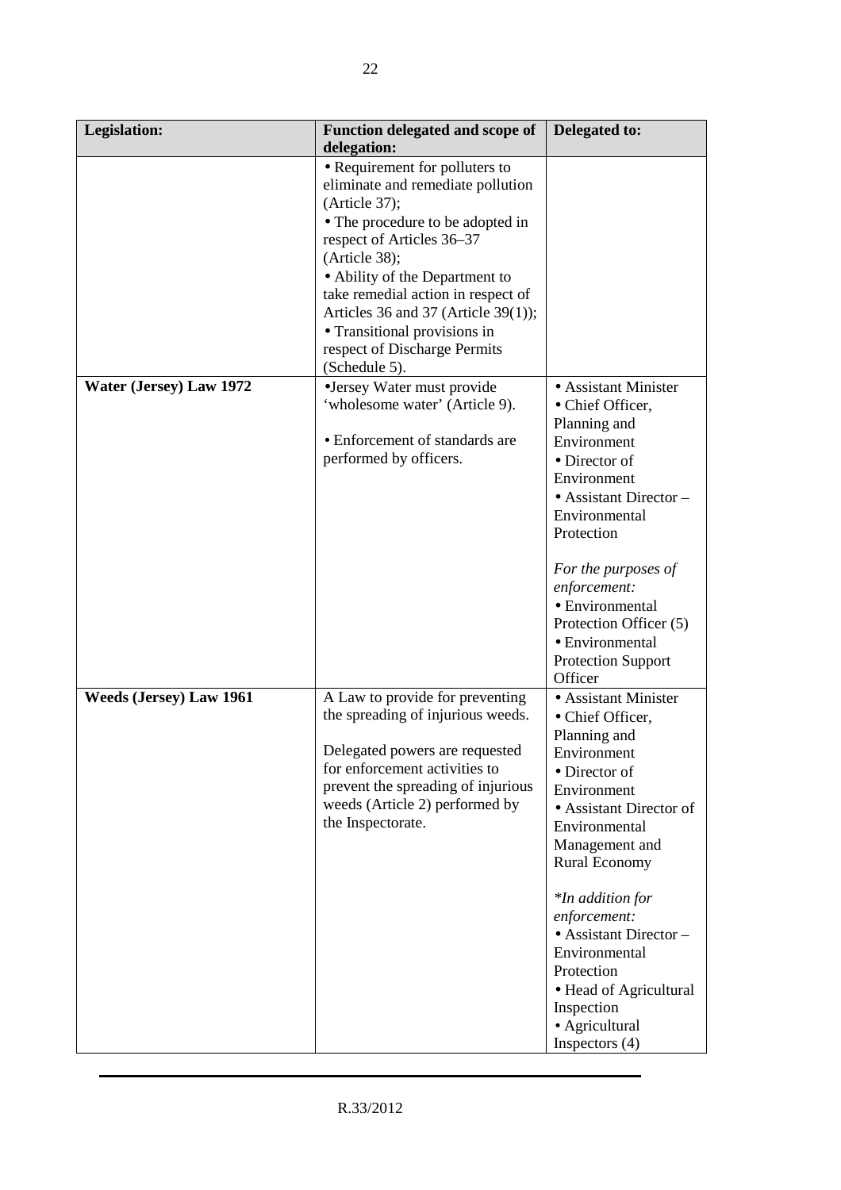| Legislation: | Function delegated and scope of delegation: | Delegated to: |
|---|---|---|
| | • Requirement for polluters to eliminate and remediate pollution (Article 37);<br>• The procedure to be adopted in respect of Articles 36–37 (Article 38);<br>• Ability of the Department to take remedial action in respect of Articles 36 and 37 (Article 39(1));<br>• Transitional provisions in respect of Discharge Permits (Schedule 5). | |
| **Water (Jersey) Law 1972** | •Jersey Water must provide 'wholesome water' (Article 9).<br><br>• Enforcement of standards are performed by officers. | • Assistant Minister<br>• Chief Officer, Planning and Environment<br>• Director of Environment<br>• Assistant Director – Environmental Protection<br><br>*For the purposes of enforcement:*<br>• Environmental Protection Officer (5)<br>• Environmental Protection Support Officer |
| **Weeds (Jersey) Law 1961** | A Law to provide for preventing the spreading of injurious weeds.<br><br>Delegated powers are requested for enforcement activities to prevent the spreading of injurious weeds (Article 2) performed by the Inspectorate. | • Assistant Minister<br>• Chief Officer, Planning and Environment<br>• Director of Environment<br>• Assistant Director of Environmental Management and Rural Economy<br><br>*\*In addition for enforcement:*<br>• Assistant Director – Environmental Protection<br>• Head of Agricultural Inspection<br>• Agricultural Inspectors (4) |

R.33/2012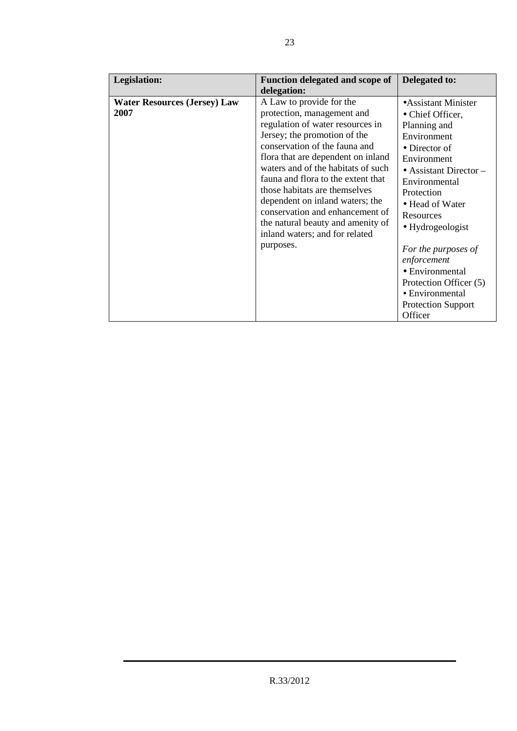| Legislation: | Function delegated and scope of delegation: | Delegated to: |
|---|---|---|
| **Water Resources (Jersey) Law 2007** | A Law to provide for the protection, management and regulation of water resources in Jersey; the promotion of the conservation of the fauna and flora that are dependent on inland waters and of the habitats of such fauna and flora to the extent that those habitats are themselves dependent on inland waters; the conservation and enhancement of the natural beauty and amenity of inland waters; and for related purposes. | • Assistant Minister<br>• Chief Officer, Planning and Environment<br>• Director of Environment<br>• Assistant Director – Environmental Protection<br>• Head of Water Resources<br>• Hydrogeologist<br><br>*For the purposes of enforcement*<br>• Environmental Protection Officer (5)<br>• Environmental Protection Support Officer |

R.33/2012